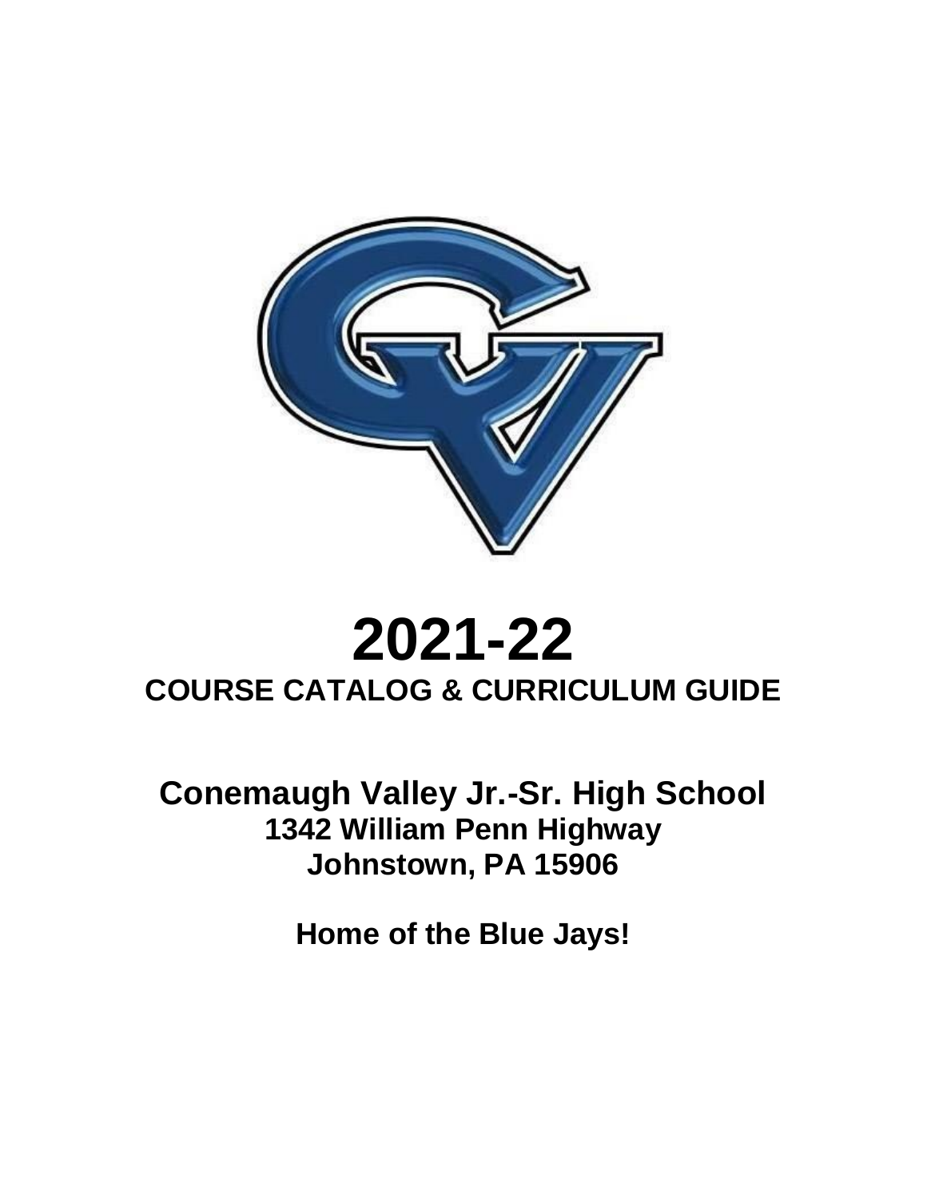# 2021-22

## COURSE CATALOG & CURRICULUM GUIDE

## Conemaugh Valley Jr.-Sr. High School

**1342 William Penn Highway**
**Johnstown, PA 15906**

**Home of the Blue Jays!**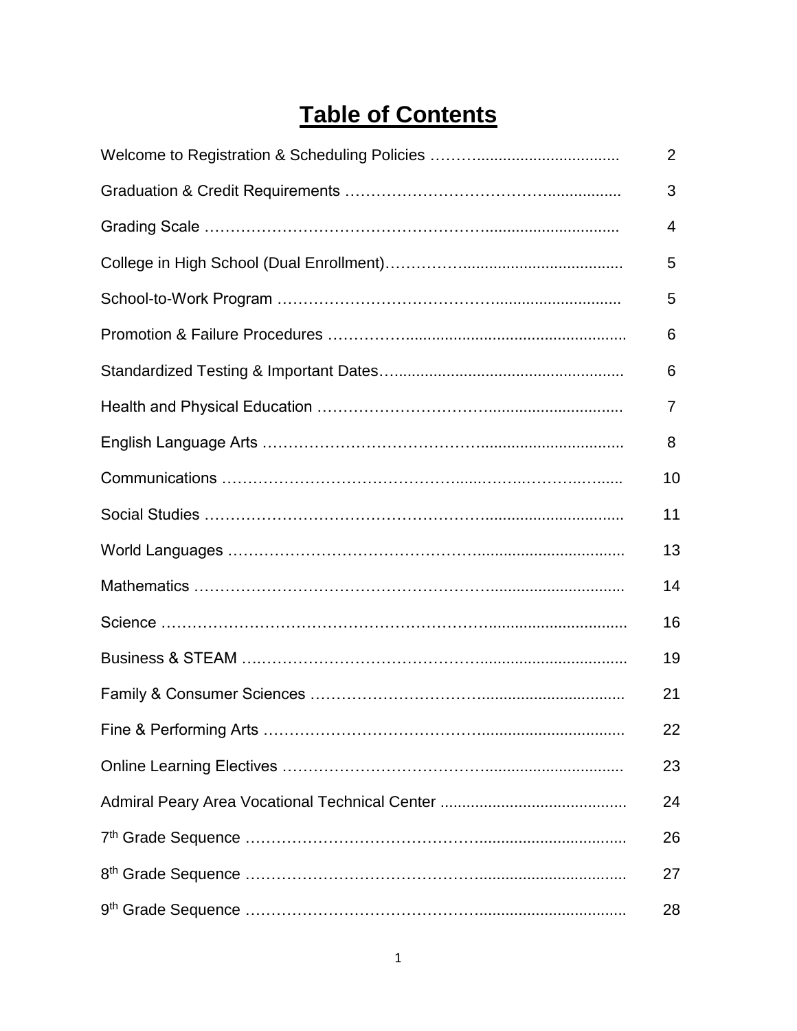# Table of Contents

| | |
|---|---|
| Welcome to Registration & Scheduling Policies | 2 |
| Graduation & Credit Requirements | 3 |
| Grading Scale | 4 |
| College in High School (Dual Enrollment) | 5 |
| School-to-Work Program | 5 |
| Promotion & Failure Procedures | 6 |
| Standardized Testing & Important Dates | 6 |
| Health and Physical Education | 7 |
| English Language Arts | 8 |
| Communications | 10 |
| Social Studies | 11 |
| World Languages | 13 |
| Mathematics | 14 |
| Science | 16 |
| Business & STEAM | 19 |
| Family & Consumer Sciences | 21 |
| Fine & Performing Arts | 22 |
| Online Learning Electives | 23 |
| Admiral Peary Area Vocational Technical Center | 24 |
| 7th Grade Sequence | 26 |
| 8th Grade Sequence | 27 |
| 9th Grade Sequence | 28 |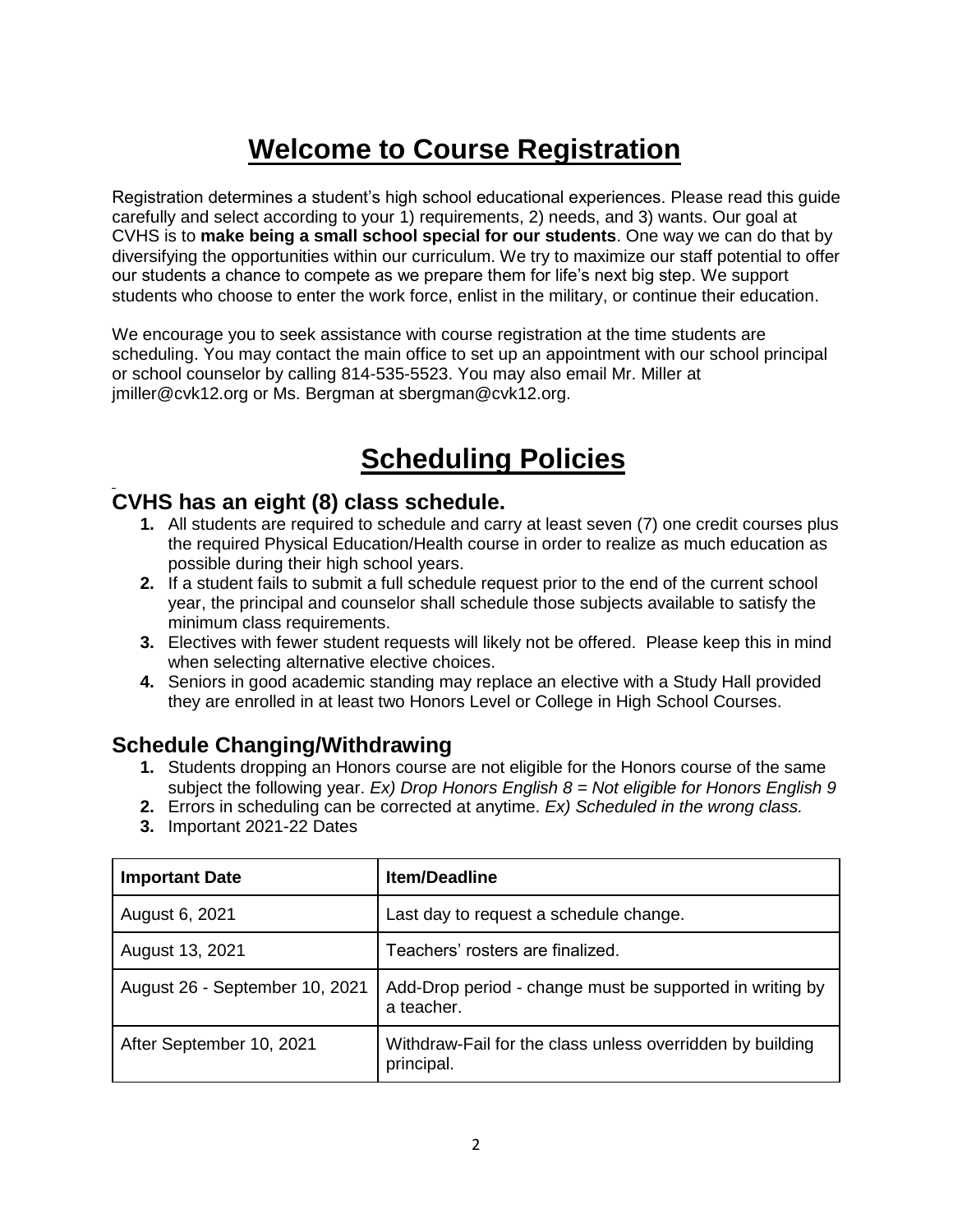# Welcome to Course Registration

Registration determines a student's high school educational experiences. Please read this guide carefully and select according to your 1) requirements, 2) needs, and 3) wants. Our goal at CVHS is to **make being a small school special for our students**. One way we can do that by diversifying the opportunities within our curriculum. We try to maximize our staff potential to offer our students a chance to compete as we prepare them for life's next big step. We support students who choose to enter the work force, enlist in the military, or continue their education.

We encourage you to seek assistance with course registration at the time students are scheduling. You may contact the main office to set up an appointment with our school principal or school counselor by calling 814-535-5523. You may also email Mr. Miller at jmiller@cvk12.org or Ms. Bergman at sbergman@cvk12.org.

# Scheduling Policies

## CVHS has an eight (8) class schedule.

1. All students are required to schedule and carry at least seven (7) one credit courses plus the required Physical Education/Health course in order to realize as much education as possible during their high school years.
2. If a student fails to submit a full schedule request prior to the end of the current school year, the principal and counselor shall schedule those subjects available to satisfy the minimum class requirements.
3. Electives with fewer student requests will likely not be offered. Please keep this in mind when selecting alternative elective choices.
4. Seniors in good academic standing may replace an elective with a Study Hall provided they are enrolled in at least two Honors Level or College in High School Courses.

## Schedule Changing/Withdrawing

1. Students dropping an Honors course are not eligible for the Honors course of the same subject the following year. *Ex) Drop Honors English 8 = Not eligible for Honors English 9*
2. Errors in scheduling can be corrected at anytime. *Ex) Scheduled in the wrong class.*
3. Important 2021-22 Dates

| Important Date | Item/Deadline |
|---|---|
| August 6, 2021 | Last day to request a schedule change. |
| August 13, 2021 | Teachers' rosters are finalized. |
| August 26 - September 10, 2021 | Add-Drop period - change must be supported in writing by a teacher. |
| After September 10, 2021 | Withdraw-Fail for the class unless overridden by building principal. |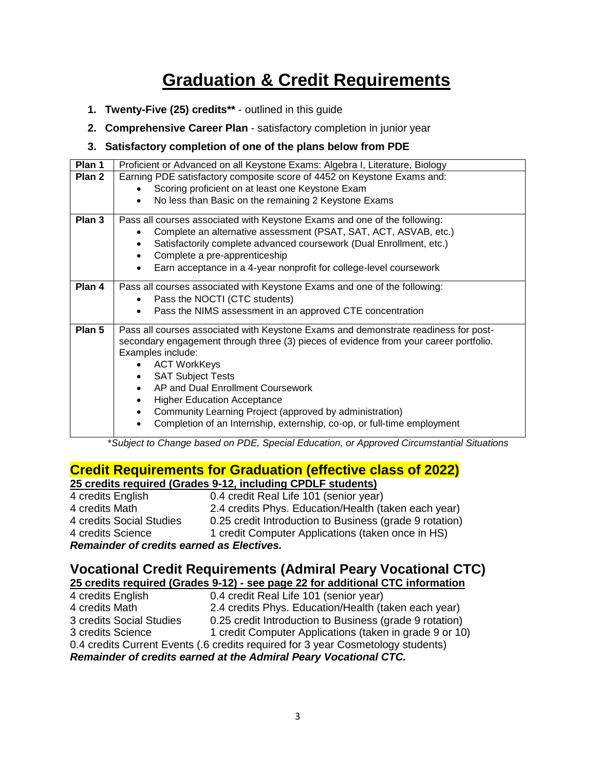# Graduation & Credit Requirements

1. **Twenty-Five (25) credits**** - outlined in this guide
2. **Comprehensive Career Plan** - satisfactory completion in junior year
3. **Satisfactory completion of one of the plans below from PDE**

| | |
|---|---|
| **Plan 1** | Proficient or Advanced on all Keystone Exams: Algebra I, Literature, Biology |
| **Plan 2** | Earning PDE satisfactory composite score of 4452 on Keystone Exams and: <br>• Scoring proficient on at least one Keystone Exam <br>• No less than Basic on the remaining 2 Keystone Exams |
| **Plan 3** | Pass all courses associated with Keystone Exams and one of the following: <br>• Complete an alternative assessment (PSAT, SAT, ACT, ASVAB, etc.) <br>• Satisfactorily complete advanced coursework (Dual Enrollment, etc.) <br>• Complete a pre-apprenticeship <br>• Earn acceptance in a 4-year nonprofit for college-level coursework |
| **Plan 4** | Pass all courses associated with Keystone Exams and one of the following: <br>• Pass the NOCTI (CTC students) <br>• Pass the NIMS assessment in an approved CTE concentration |
| **Plan 5** | Pass all courses associated with Keystone Exams and demonstrate readiness for post-secondary engagement through three (3) pieces of evidence from your career portfolio. Examples include: <br>• ACT WorkKeys <br>• SAT Subject Tests <br>• AP and Dual Enrollment Coursework <br>• Higher Education Acceptance <br>• Community Learning Project (approved by administration) <br>• Completion of an Internship, externship, co-op, or full-time employment |

*\*Subject to Change based on PDE, Special Education, or Approved Circumstantial Situations*

## Credit Requirements for Graduation (effective class of 2022)

**25 credits required (Grades 9-12, including CPDLF students)**

| | |
|---|---|
| 4 credits English | 0.4 credit Real Life 101 (senior year) |
| 4 credits Math | 2.4 credits Phys. Education/Health (taken each year) |
| 4 credits Social Studies | 0.25 credit Introduction to Business (grade 9 rotation) |
| 4 credits Science | 1 credit Computer Applications (taken once in HS) |

***Remainder of credits earned as Electives.***

## Vocational Credit Requirements (Admiral Peary Vocational CTC)

**25 credits required (Grades 9-12) - see page 22 for additional CTC information**

| | |
|---|---|
| 4 credits English | 0.4 credit Real Life 101 (senior year) |
| 4 credits Math | 2.4 credits Phys. Education/Health (taken each year) |
| 3 credits Social Studies | 0.25 credit Introduction to Business (grade 9 rotation) |
| 3 credits Science | 1 credit Computer Applications (taken in grade 9 or 10) |

0.4 credits Current Events (.6 credits required for 3 year Cosmetology students)

***Remainder of credits earned at the Admiral Peary Vocational CTC.***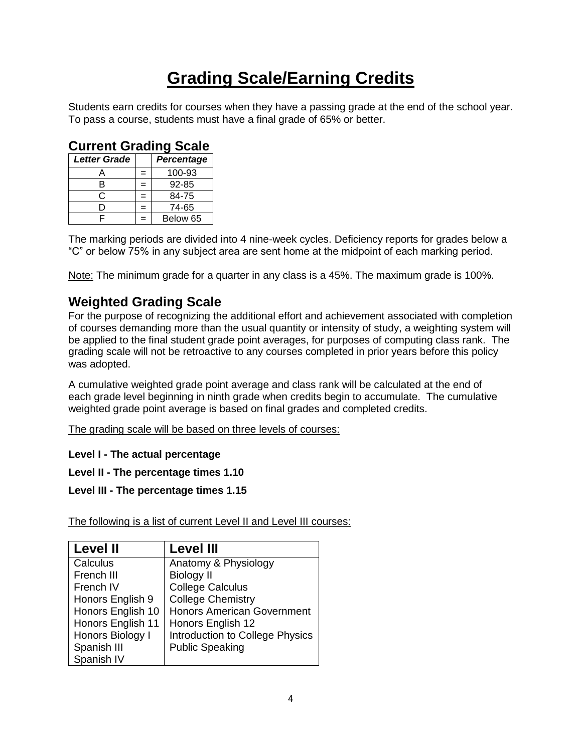# Grading Scale/Earning Credits

Students earn credits for courses when they have a passing grade at the end of the school year. To pass a course, students must have a final grade of 65% or better.

## Current Grading Scale

| *Letter Grade* | | *Percentage* |
|---|---|---|
| A | = | 100-93 |
| B | = | 92-85 |
| C | = | 84-75 |
| D | = | 74-65 |
| F | = | Below 65 |

The marking periods are divided into 4 nine-week cycles. Deficiency reports for grades below a "C" or below 75% in any subject area are sent home at the midpoint of each marking period.

Note: The minimum grade for a quarter in any class is a 45%. The maximum grade is 100%.

## Weighted Grading Scale

For the purpose of recognizing the additional effort and achievement associated with completion of courses demanding more than the usual quantity or intensity of study, a weighting system will be applied to the final student grade point averages, for purposes of computing class rank. The grading scale will not be retroactive to any courses completed in prior years before this policy was adopted.

A cumulative weighted grade point average and class rank will be calculated at the end of each grade level beginning in ninth grade when credits begin to accumulate. The cumulative weighted grade point average is based on final grades and completed credits.

The grading scale will be based on three levels of courses:

**Level I - The actual percentage**

**Level II - The percentage times 1.10**

**Level III - The percentage times 1.15**

The following is a list of current Level II and Level III courses:

| Level II | Level III |
|---|---|
| Calculus | Anatomy & Physiology |
| French III | Biology II |
| French IV | College Calculus |
| Honors English 9 | College Chemistry |
| Honors English 10 | Honors American Government |
| Honors English 11 | Honors English 12 |
| Honors Biology I | Introduction to College Physics |
| Spanish III | Public Speaking |
| Spanish IV | |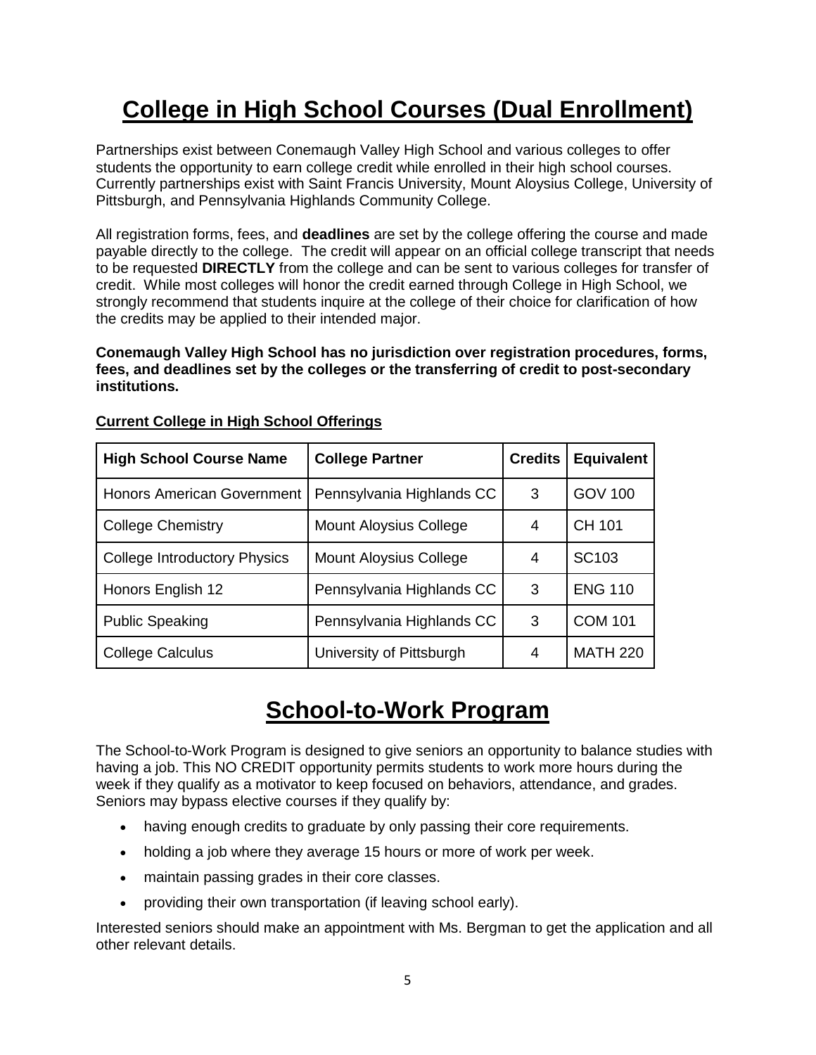# College in High School Courses (Dual Enrollment)

Partnerships exist between Conemaugh Valley High School and various colleges to offer students the opportunity to earn college credit while enrolled in their high school courses. Currently partnerships exist with Saint Francis University, Mount Aloysius College, University of Pittsburgh, and Pennsylvania Highlands Community College.

All registration forms, fees, and **deadlines** are set by the college offering the course and made payable directly to the college. The credit will appear on an official college transcript that needs to be requested **DIRECTLY** from the college and can be sent to various colleges for transfer of credit. While most colleges will honor the credit earned through College in High School, we strongly recommend that students inquire at the college of their choice for clarification of how the credits may be applied to their intended major.

**Conemaugh Valley High School has no jurisdiction over registration procedures, forms, fees, and deadlines set by the colleges or the transferring of credit to post-secondary institutions.**

**Current College in High School Offerings**

| High School Course Name | College Partner | Credits | Equivalent |
|---|---|---|---|
| Honors American Government | Pennsylvania Highlands CC | 3 | GOV 100 |
| College Chemistry | Mount Aloysius College | 4 | CH 101 |
| College Introductory Physics | Mount Aloysius College | 4 | SC103 |
| Honors English 12 | Pennsylvania Highlands CC | 3 | ENG 110 |
| Public Speaking | Pennsylvania Highlands CC | 3 | COM 101 |
| College Calculus | University of Pittsburgh | 4 | MATH 220 |

# School-to-Work Program

The School-to-Work Program is designed to give seniors an opportunity to balance studies with having a job. This NO CREDIT opportunity permits students to work more hours during the week if they qualify as a motivator to keep focused on behaviors, attendance, and grades. Seniors may bypass elective courses if they qualify by:

- having enough credits to graduate by only passing their core requirements.
- holding a job where they average 15 hours or more of work per week.
- maintain passing grades in their core classes.
- providing their own transportation (if leaving school early).

Interested seniors should make an appointment with Ms. Bergman to get the application and all other relevant details.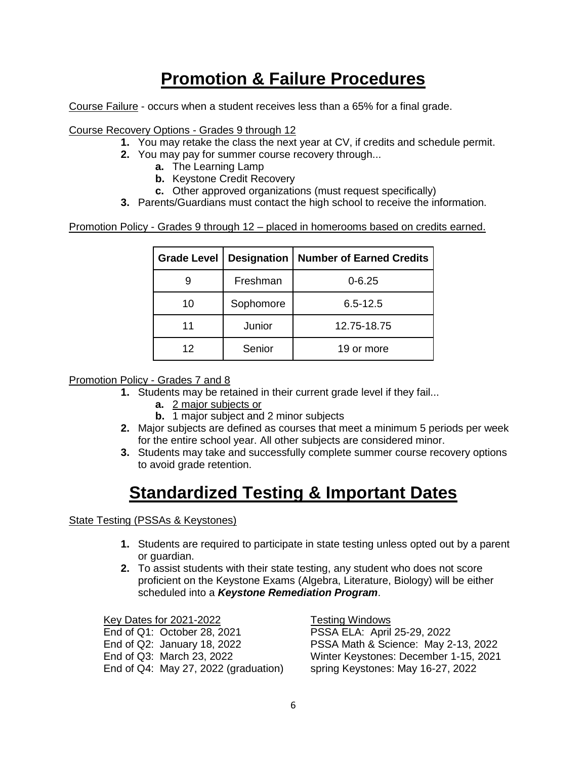# Promotion & Failure Procedures

Course Failure - occurs when a student receives less than a 65% for a final grade.

Course Recovery Options - Grades 9 through 12

1. You may retake the class the next year at CV, if credits and schedule permit.
2. You may pay for summer course recovery through...
   a. The Learning Lamp
   b. Keystone Credit Recovery
   c. Other approved organizations (must request specifically)
3. Parents/Guardians must contact the high school to receive the information.

Promotion Policy - Grades 9 through 12 – placed in homerooms based on credits earned.

| Grade Level | Designation | Number of Earned Credits |
|---|---|---|
| 9 | Freshman | 0-6.25 |
| 10 | Sophomore | 6.5-12.5 |
| 11 | Junior | 12.75-18.75 |
| 12 | Senior | 19 or more |

Promotion Policy - Grades 7 and 8

1. Students may be retained in their current grade level if they fail...
   a. 2 major subjects or
   b. 1 major subject and 2 minor subjects
2. Major subjects are defined as courses that meet a minimum 5 periods per week for the entire school year. All other subjects are considered minor.
3. Students may take and successfully complete summer course recovery options to avoid grade retention.

# Standardized Testing & Important Dates

State Testing (PSSAs & Keystones)

1. Students are required to participate in state testing unless opted out by a parent or guardian.
2. To assist students with their state testing, any student who does not score proficient on the Keystone Exams (Algebra, Literature, Biology) will be either scheduled into a ***Keystone Remediation Program***.

Key Dates for 2021-2022

End of Q1: October 28, 2021
End of Q2: January 18, 2022
End of Q3: March 23, 2022
End of Q4: May 27, 2022 (graduation)

Testing Windows

PSSA ELA: April 25-29, 2022
PSSA Math & Science: May 2-13, 2022
Winter Keystones: December 1-15, 2021
spring Keystones: May 16-27, 2022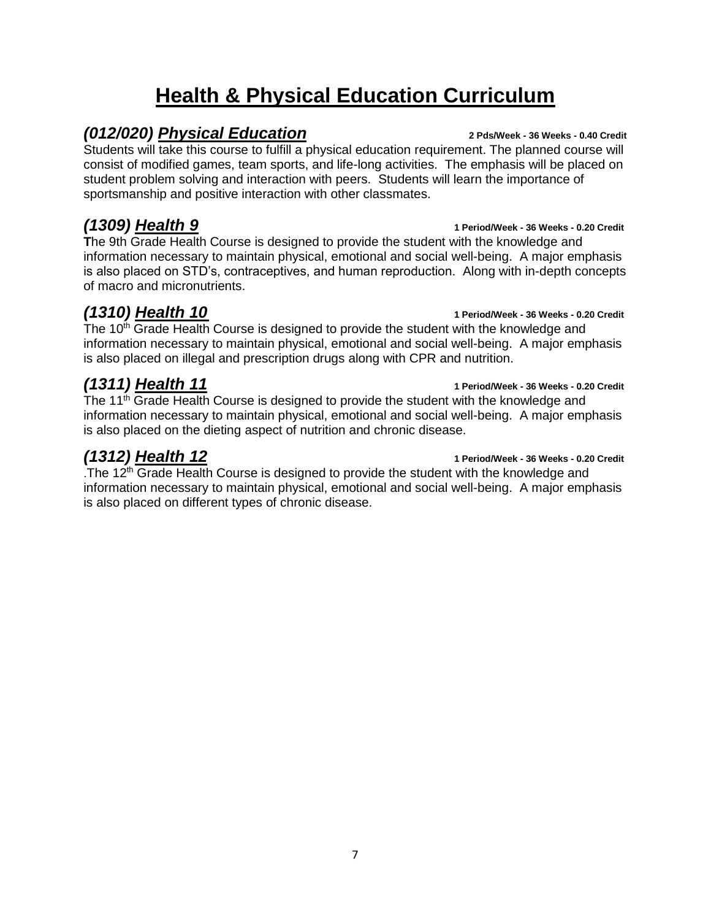# Health & Physical Education Curriculum

## *(012/020) Physical Education*

**2 Pds/Week - 36 Weeks - 0.40 Credit**

Students will take this course to fulfill a physical education requirement. The planned course will consist of modified games, team sports, and life-long activities. The emphasis will be placed on student problem solving and interaction with peers. Students will learn the importance of sportsmanship and positive interaction with other classmates.

## *(1309) Health 9*

**1 Period/Week - 36 Weeks - 0.20 Credit**

**T**he 9th Grade Health Course is designed to provide the student with the knowledge and information necessary to maintain physical, emotional and social well-being. A major emphasis is also placed on STD's, contraceptives, and human reproduction. Along with in-depth concepts of macro and micronutrients.

## *(1310) Health 10*

**1 Period/Week - 36 Weeks - 0.20 Credit**

The 10th Grade Health Course is designed to provide the student with the knowledge and information necessary to maintain physical, emotional and social well-being. A major emphasis is also placed on illegal and prescription drugs along with CPR and nutrition.

## *(1311) Health 11*

**1 Period/Week - 36 Weeks - 0.20 Credit**

The 11th Grade Health Course is designed to provide the student with the knowledge and information necessary to maintain physical, emotional and social well-being. A major emphasis is also placed on the dieting aspect of nutrition and chronic disease.

## *(1312) Health 12*

**1 Period/Week - 36 Weeks - 0.20 Credit**

.The 12th Grade Health Course is designed to provide the student with the knowledge and information necessary to maintain physical, emotional and social well-being. A major emphasis is also placed on different types of chronic disease.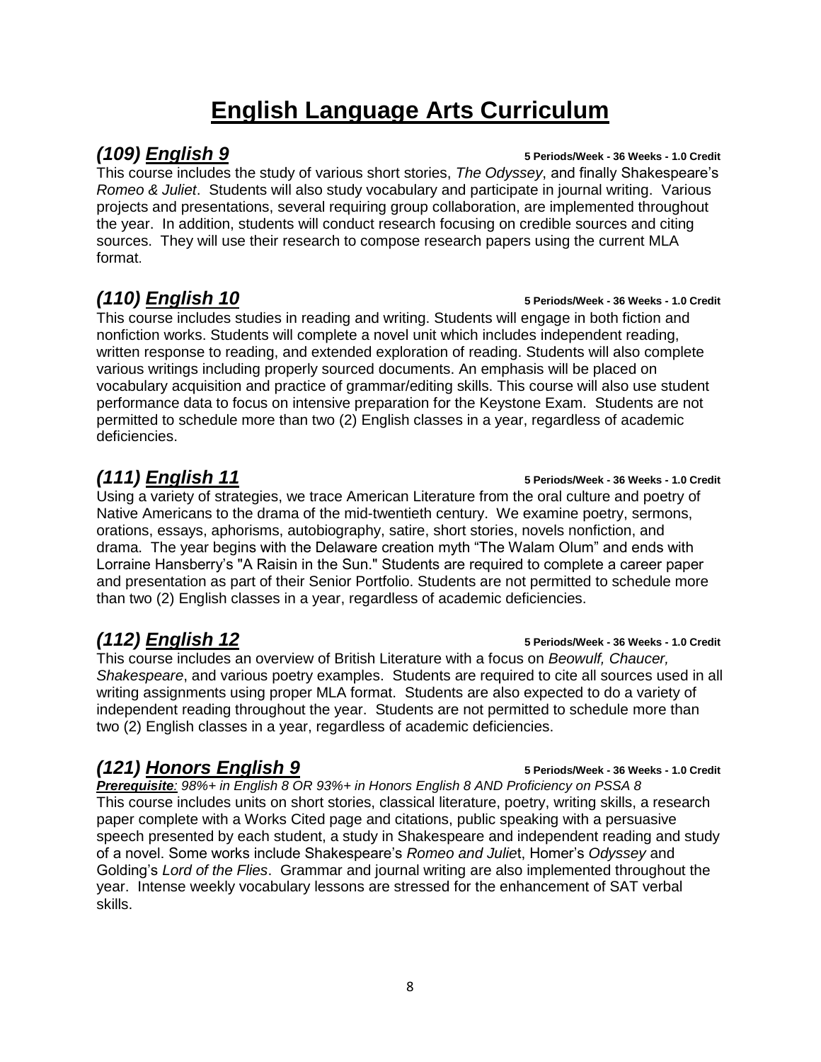# English Language Arts Curriculum

## *(109) English 9*

**5 Periods/Week - 36 Weeks - 1.0 Credit**

This course includes the study of various short stories, *The Odyssey*, and finally Shakespeare's *Romeo & Juliet*. Students will also study vocabulary and participate in journal writing. Various projects and presentations, several requiring group collaboration, are implemented throughout the year. In addition, students will conduct research focusing on credible sources and citing sources. They will use their research to compose research papers using the current MLA format.

## *(110) English 10*

**5 Periods/Week - 36 Weeks - 1.0 Credit**

This course includes studies in reading and writing. Students will engage in both fiction and nonfiction works. Students will complete a novel unit which includes independent reading, written response to reading, and extended exploration of reading. Students will also complete various writings including properly sourced documents. An emphasis will be placed on vocabulary acquisition and practice of grammar/editing skills. This course will also use student performance data to focus on intensive preparation for the Keystone Exam. Students are not permitted to schedule more than two (2) English classes in a year, regardless of academic deficiencies.

## *(111) English 11*

**5 Periods/Week - 36 Weeks - 1.0 Credit**

Using a variety of strategies, we trace American Literature from the oral culture and poetry of Native Americans to the drama of the mid-twentieth century. We examine poetry, sermons, orations, essays, aphorisms, autobiography, satire, short stories, novels nonfiction, and drama. The year begins with the Delaware creation myth "The Walam Olum" and ends with Lorraine Hansberry's "A Raisin in the Sun." Students are required to complete a career paper and presentation as part of their Senior Portfolio. Students are not permitted to schedule more than two (2) English classes in a year, regardless of academic deficiencies.

## *(112) English 12*

**5 Periods/Week - 36 Weeks - 1.0 Credit**

This course includes an overview of British Literature with a focus on *Beowulf, Chaucer, Shakespeare*, and various poetry examples. Students are required to cite all sources used in all writing assignments using proper MLA format. Students are also expected to do a variety of independent reading throughout the year. Students are not permitted to schedule more than two (2) English classes in a year, regardless of academic deficiencies.

## *(121) Honors English 9*

**5 Periods/Week - 36 Weeks - 1.0 Credit**

***Prerequisite**: 98%+ in English 8 OR 93%+ in Honors English 8 AND Proficiency on PSSA 8*

This course includes units on short stories, classical literature, poetry, writing skills, a research paper complete with a Works Cited page and citations, public speaking with a persuasive speech presented by each student, a study in Shakespeare and independent reading and study of a novel. Some works include Shakespeare's *Romeo and Juliet*, Homer's *Odyssey* and Golding's *Lord of the Flies*. Grammar and journal writing are also implemented throughout the year. Intense weekly vocabulary lessons are stressed for the enhancement of SAT verbal skills.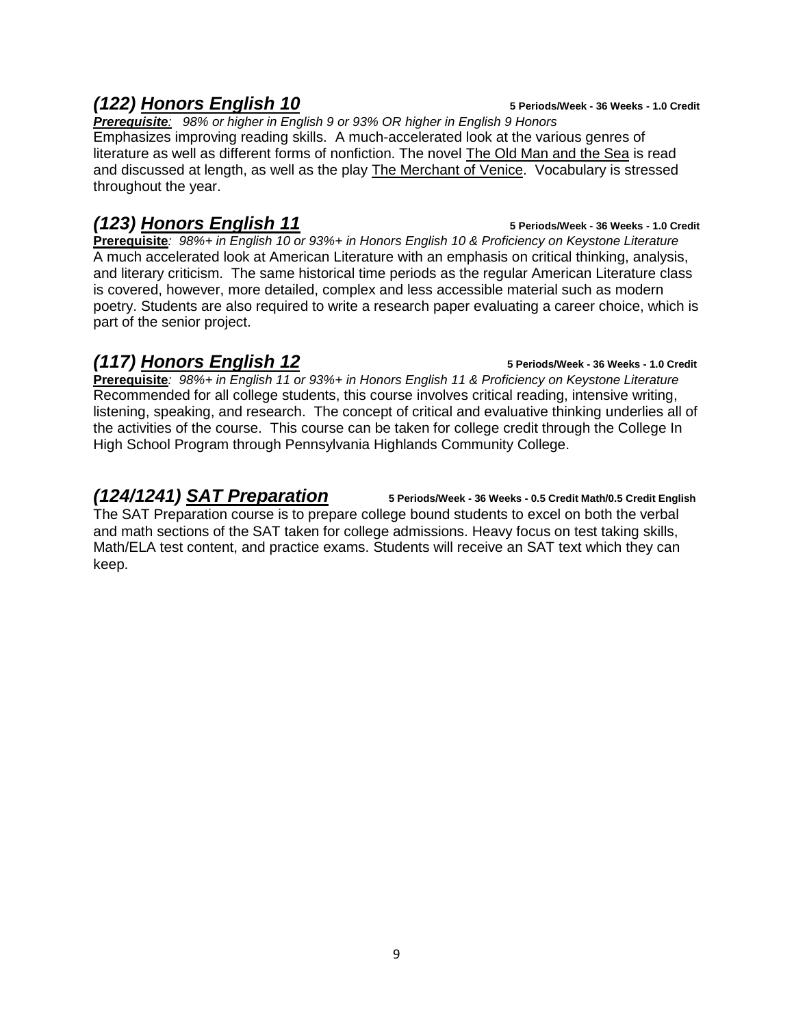### *(122) Honors English 10*

**5 Periods/Week - 36 Weeks - 1.0 Credit**

***Prerequisite**: 98% or higher in English 9 or 93% OR higher in English 9 Honors*

Emphasizes improving reading skills. A much-accelerated look at the various genres of literature as well as different forms of nonfiction. The novel The Old Man and the Sea is read and discussed at length, as well as the play The Merchant of Venice. Vocabulary is stressed throughout the year.

### *(123) Honors English 11*

**5 Periods/Week - 36 Weeks - 1.0 Credit**

**Prerequisite***: 98%+ in English 10 or 93%+ in Honors English 10 & Proficiency on Keystone Literature*

A much accelerated look at American Literature with an emphasis on critical thinking, analysis, and literary criticism. The same historical time periods as the regular American Literature class is covered, however, more detailed, complex and less accessible material such as modern poetry. Students are also required to write a research paper evaluating a career choice, which is part of the senior project.

### *(117) Honors English 12*

**5 Periods/Week - 36 Weeks - 1.0 Credit**

**Prerequisite***: 98%+ in English 11 or 93%+ in Honors English 11 & Proficiency on Keystone Literature*

Recommended for all college students, this course involves critical reading, intensive writing, listening, speaking, and research. The concept of critical and evaluative thinking underlies all of the activities of the course. This course can be taken for college credit through the College In High School Program through Pennsylvania Highlands Community College.

### *(124/1241) SAT Preparation*

**5 Periods/Week - 36 Weeks - 0.5 Credit Math/0.5 Credit English**

The SAT Preparation course is to prepare college bound students to excel on both the verbal and math sections of the SAT taken for college admissions. Heavy focus on test taking skills, Math/ELA test content, and practice exams. Students will receive an SAT text which they can keep.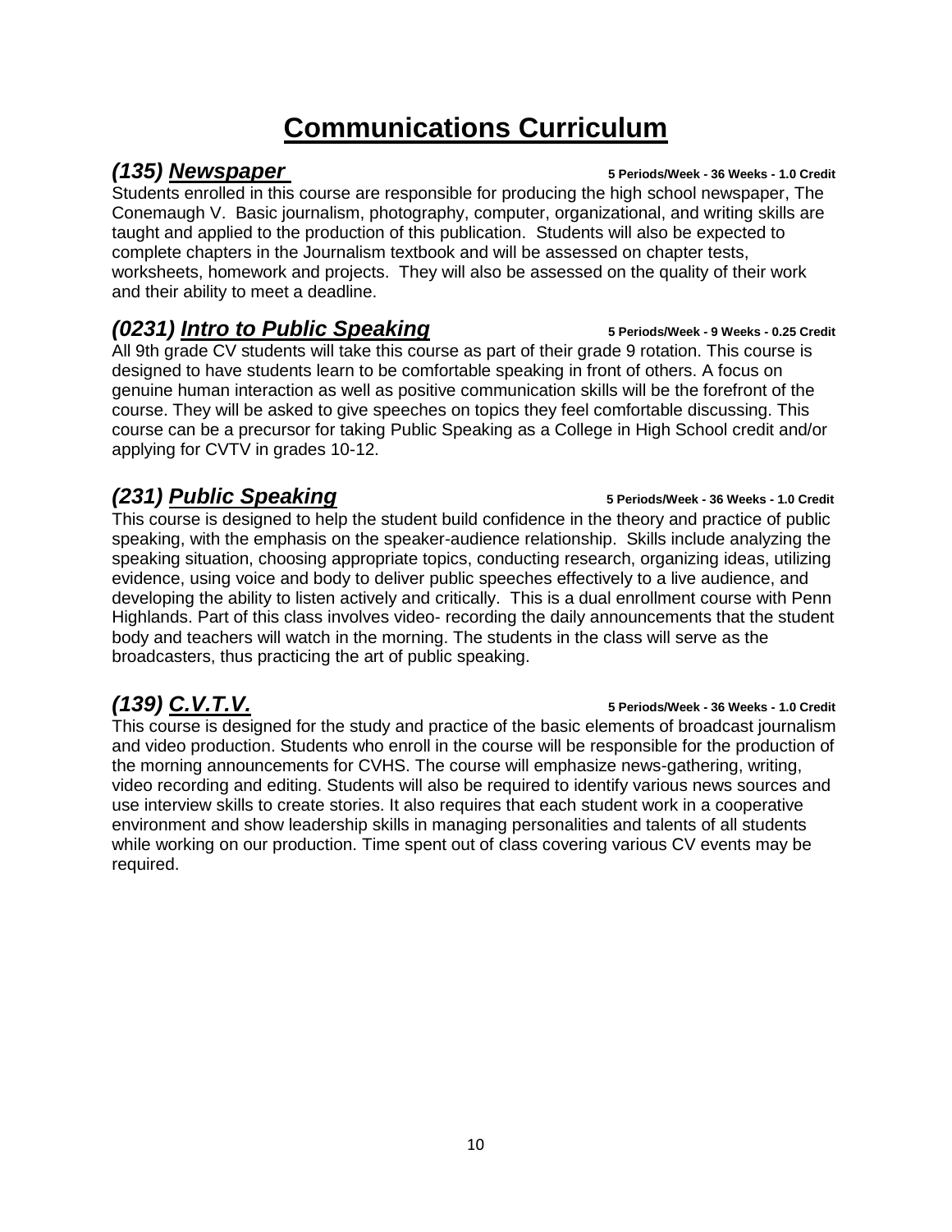# Communications Curriculum

## *(135) Newspaper*

**5 Periods/Week - 36 Weeks - 1.0 Credit**

Students enrolled in this course are responsible for producing the high school newspaper, The Conemaugh V. Basic journalism, photography, computer, organizational, and writing skills are taught and applied to the production of this publication. Students will also be expected to complete chapters in the Journalism textbook and will be assessed on chapter tests, worksheets, homework and projects. They will also be assessed on the quality of their work and their ability to meet a deadline.

## *(0231) Intro to Public Speaking*

**5 Periods/Week - 9 Weeks - 0.25 Credit**

All 9th grade CV students will take this course as part of their grade 9 rotation. This course is designed to have students learn to be comfortable speaking in front of others. A focus on genuine human interaction as well as positive communication skills will be the forefront of the course. They will be asked to give speeches on topics they feel comfortable discussing. This course can be a precursor for taking Public Speaking as a College in High School credit and/or applying for CVTV in grades 10-12.

## *(231) Public Speaking*

**5 Periods/Week - 36 Weeks - 1.0 Credit**

This course is designed to help the student build confidence in the theory and practice of public speaking, with the emphasis on the speaker-audience relationship. Skills include analyzing the speaking situation, choosing appropriate topics, conducting research, organizing ideas, utilizing evidence, using voice and body to deliver public speeches effectively to a live audience, and developing the ability to listen actively and critically. This is a dual enrollment course with Penn Highlands. Part of this class involves video- recording the daily announcements that the student body and teachers will watch in the morning. The students in the class will serve as the broadcasters, thus practicing the art of public speaking.

## *(139) C.V.T.V.*

**5 Periods/Week - 36 Weeks - 1.0 Credit**

This course is designed for the study and practice of the basic elements of broadcast journalism and video production. Students who enroll in the course will be responsible for the production of the morning announcements for CVHS. The course will emphasize news-gathering, writing, video recording and editing. Students will also be required to identify various news sources and use interview skills to create stories. It also requires that each student work in a cooperative environment and show leadership skills in managing personalities and talents of all students while working on our production. Time spent out of class covering various CV events may be required.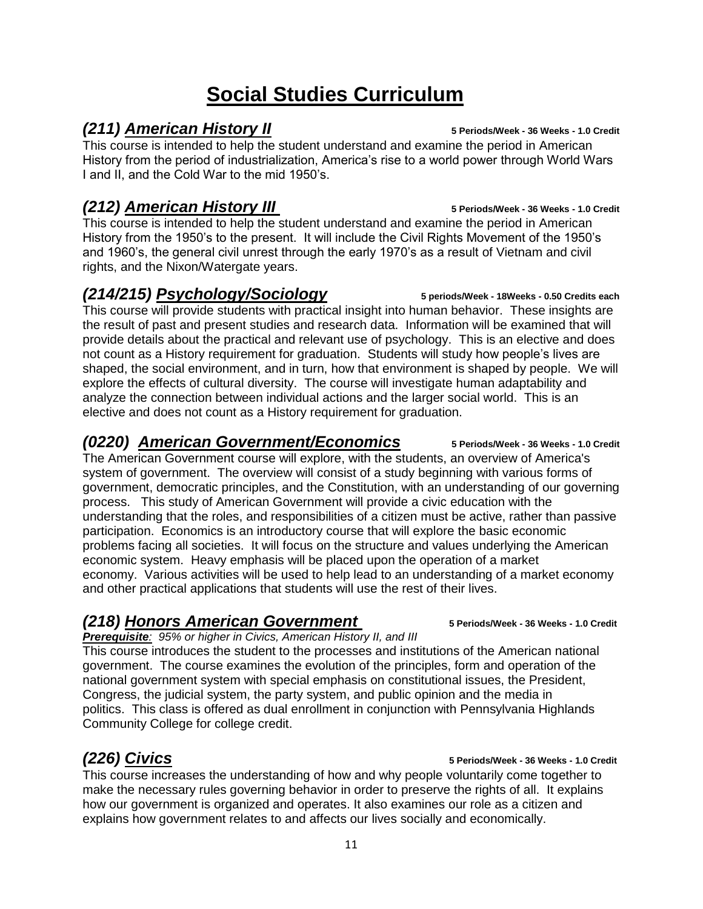# Social Studies Curriculum

### *(211) American History II* — 5 Periods/Week - 36 Weeks - 1.0 Credit

This course is intended to help the student understand and examine the period in American History from the period of industrialization, America's rise to a world power through World Wars I and II, and the Cold War to the mid 1950's.

### *(212) American History III* — 5 Periods/Week - 36 Weeks - 1.0 Credit

This course is intended to help the student understand and examine the period in American History from the 1950's to the present. It will include the Civil Rights Movement of the 1950's and 1960's, the general civil unrest through the early 1970's as a result of Vietnam and civil rights, and the Nixon/Watergate years.

### *(214/215) Psychology/Sociology* — 5 periods/Week - 18Weeks - 0.50 Credits each

This course will provide students with practical insight into human behavior. These insights are the result of past and present studies and research data. Information will be examined that will provide details about the practical and relevant use of psychology. This is an elective and does not count as a History requirement for graduation. Students will study how people's lives are shaped, the social environment, and in turn, how that environment is shaped by people. We will explore the effects of cultural diversity. The course will investigate human adaptability and analyze the connection between individual actions and the larger social world. This is an elective and does not count as a History requirement for graduation.

### *(0220) American Government/Economics* — 5 Periods/Week - 36 Weeks - 1.0 Credit

The American Government course will explore, with the students, an overview of America's system of government. The overview will consist of a study beginning with various forms of government, democratic principles, and the Constitution, with an understanding of our governing process. This study of American Government will provide a civic education with the understanding that the roles, and responsibilities of a citizen must be active, rather than passive participation. Economics is an introductory course that will explore the basic economic problems facing all societies. It will focus on the structure and values underlying the American economic system. Heavy emphasis will be placed upon the operation of a market economy. Various activities will be used to help lead to an understanding of a market economy and other practical applications that students will use the rest of their lives.

### *(218) Honors American Government* — 5 Periods/Week - 36 Weeks - 1.0 Credit

***Prerequisite**: 95% or higher in Civics, American History II, and III*

This course introduces the student to the processes and institutions of the American national government. The course examines the evolution of the principles, form and operation of the national government system with special emphasis on constitutional issues, the President, Congress, the judicial system, the party system, and public opinion and the media in politics. This class is offered as dual enrollment in conjunction with Pennsylvania Highlands Community College for college credit.

### *(226) Civics* — 5 Periods/Week - 36 Weeks - 1.0 Credit

This course increases the understanding of how and why people voluntarily come together to make the necessary rules governing behavior in order to preserve the rights of all. It explains how our government is organized and operates. It also examines our role as a citizen and explains how government relates to and affects our lives socially and economically.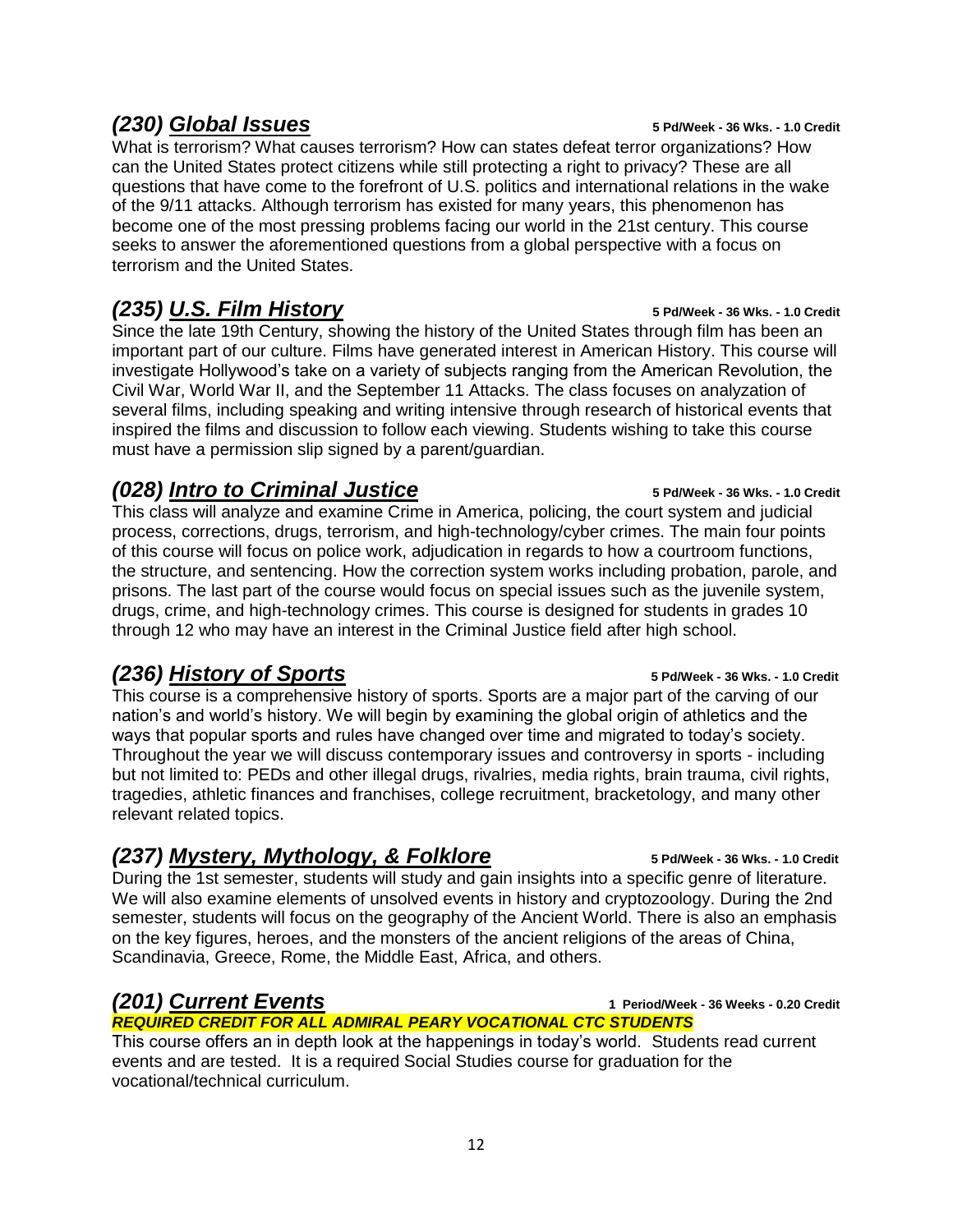## *(230) Global Issues*

**5 Pd/Week - 36 Wks. - 1.0 Credit**

What is terrorism? What causes terrorism? How can states defeat terror organizations? How can the United States protect citizens while still protecting a right to privacy? These are all questions that have come to the forefront of U.S. politics and international relations in the wake of the 9/11 attacks. Although terrorism has existed for many years, this phenomenon has become one of the most pressing problems facing our world in the 21st century. This course seeks to answer the aforementioned questions from a global perspective with a focus on terrorism and the United States.

## *(235) U.S. Film History*

**5 Pd/Week - 36 Wks. - 1.0 Credit**

Since the late 19th Century, showing the history of the United States through film has been an important part of our culture. Films have generated interest in American History. This course will investigate Hollywood's take on a variety of subjects ranging from the American Revolution, the Civil War, World War II, and the September 11 Attacks. The class focuses on analyzation of several films, including speaking and writing intensive through research of historical events that inspired the films and discussion to follow each viewing. Students wishing to take this course must have a permission slip signed by a parent/guardian.

## *(028) Intro to Criminal Justice*

**5 Pd/Week - 36 Wks. - 1.0 Credit**

This class will analyze and examine Crime in America, policing, the court system and judicial process, corrections, drugs, terrorism, and high-technology/cyber crimes. The main four points of this course will focus on police work, adjudication in regards to how a courtroom functions, the structure, and sentencing. How the correction system works including probation, parole, and prisons. The last part of the course would focus on special issues such as the juvenile system, drugs, crime, and high-technology crimes. This course is designed for students in grades 10 through 12 who may have an interest in the Criminal Justice field after high school.

## *(236) History of Sports*

**5 Pd/Week - 36 Wks. - 1.0 Credit**

This course is a comprehensive history of sports. Sports are a major part of the carving of our nation's and world's history. We will begin by examining the global origin of athletics and the ways that popular sports and rules have changed over time and migrated to today's society. Throughout the year we will discuss contemporary issues and controversy in sports - including but not limited to: PEDs and other illegal drugs, rivalries, media rights, brain trauma, civil rights, tragedies, athletic finances and franchises, college recruitment, bracketology, and many other relevant related topics.

## *(237) Mystery, Mythology, & Folklore*

**5 Pd/Week - 36 Wks. - 1.0 Credit**

During the 1st semester, students will study and gain insights into a specific genre of literature. We will also examine elements of unsolved events in history and cryptozoology. During the 2nd semester, students will focus on the geography of the Ancient World. There is also an emphasis on the key figures, heroes, and the monsters of the ancient religions of the areas of China, Scandinavia, Greece, Rome, the Middle East, Africa, and others.

## *(201) Current Events*

**1 Period/Week - 36 Weeks - 0.20 Credit**

***REQUIRED CREDIT FOR ALL ADMIRAL PEARY VOCATIONAL CTC STUDENTS***

This course offers an in depth look at the happenings in today's world. Students read current events and are tested. It is a required Social Studies course for graduation for the vocational/technical curriculum.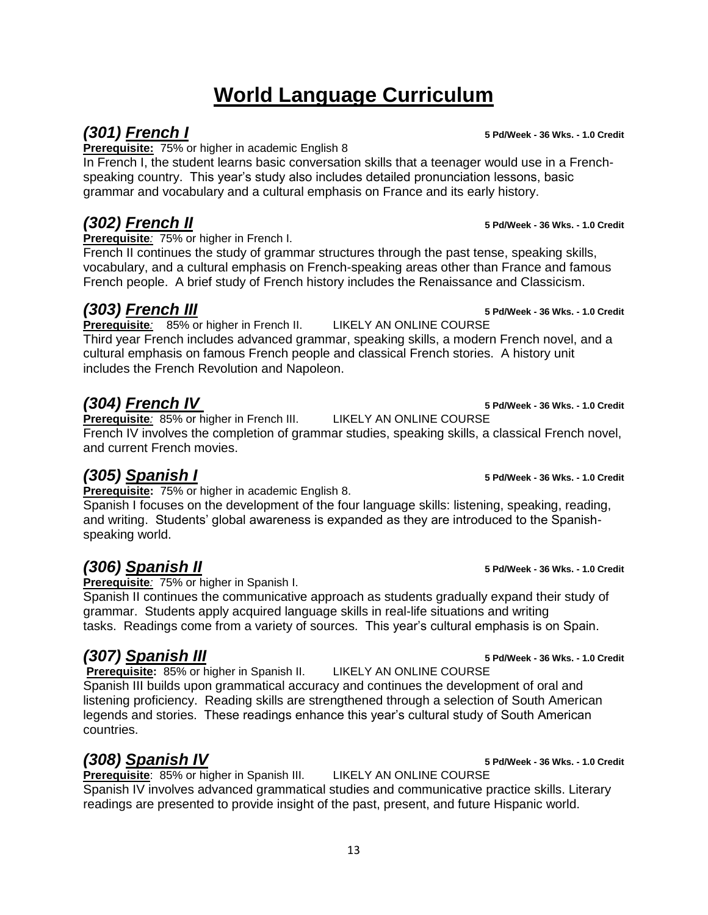# World Language Curriculum

### *(301) French I*

**5 Pd/Week - 36 Wks. - 1.0 Credit**

**Prerequisite:** 75% or higher in academic English 8

In French I, the student learns basic conversation skills that a teenager would use in a French-speaking country. This year's study also includes detailed pronunciation lessons, basic grammar and vocabulary and a cultural emphasis on France and its early history.

### *(302) French II*

**5 Pd/Week - 36 Wks. - 1.0 Credit**

**Prerequisite**: 75% or higher in French I.

French II continues the study of grammar structures through the past tense, speaking skills, vocabulary, and a cultural emphasis on French-speaking areas other than France and famous French people. A brief study of French history includes the Renaissance and Classicism.

### *(303) French III*

**5 Pd/Week - 36 Wks. - 1.0 Credit**

**Prerequisite**: 85% or higher in French II. LIKELY AN ONLINE COURSE

Third year French includes advanced grammar, speaking skills, a modern French novel, and a cultural emphasis on famous French people and classical French stories. A history unit includes the French Revolution and Napoleon.

### *(304) French IV*

**5 Pd/Week - 36 Wks. - 1.0 Credit**

**Prerequisite**: 85% or higher in French III. LIKELY AN ONLINE COURSE

French IV involves the completion of grammar studies, speaking skills, a classical French novel, and current French movies.

### *(305) Spanish I*

**5 Pd/Week - 36 Wks. - 1.0 Credit**

**Prerequisite:** 75% or higher in academic English 8.

Spanish I focuses on the development of the four language skills: listening, speaking, reading, and writing. Students' global awareness is expanded as they are introduced to the Spanish-speaking world.

### *(306) Spanish II*

**5 Pd/Week - 36 Wks. - 1.0 Credit**

**Prerequisite**: 75% or higher in Spanish I.

Spanish II continues the communicative approach as students gradually expand their study of grammar. Students apply acquired language skills in real-life situations and writing tasks. Readings come from a variety of sources. This year's cultural emphasis is on Spain.

### *(307) Spanish III*

**5 Pd/Week - 36 Wks. - 1.0 Credit**

**Prerequisite:** 85% or higher in Spanish II. LIKELY AN ONLINE COURSE

Spanish III builds upon grammatical accuracy and continues the development of oral and listening proficiency. Reading skills are strengthened through a selection of South American legends and stories. These readings enhance this year's cultural study of South American countries.

### *(308) Spanish IV*

**5 Pd/Week - 36 Wks. - 1.0 Credit**

**Prerequisite**: 85% or higher in Spanish III. LIKELY AN ONLINE COURSE

Spanish IV involves advanced grammatical studies and communicative practice skills. Literary readings are presented to provide insight of the past, present, and future Hispanic world.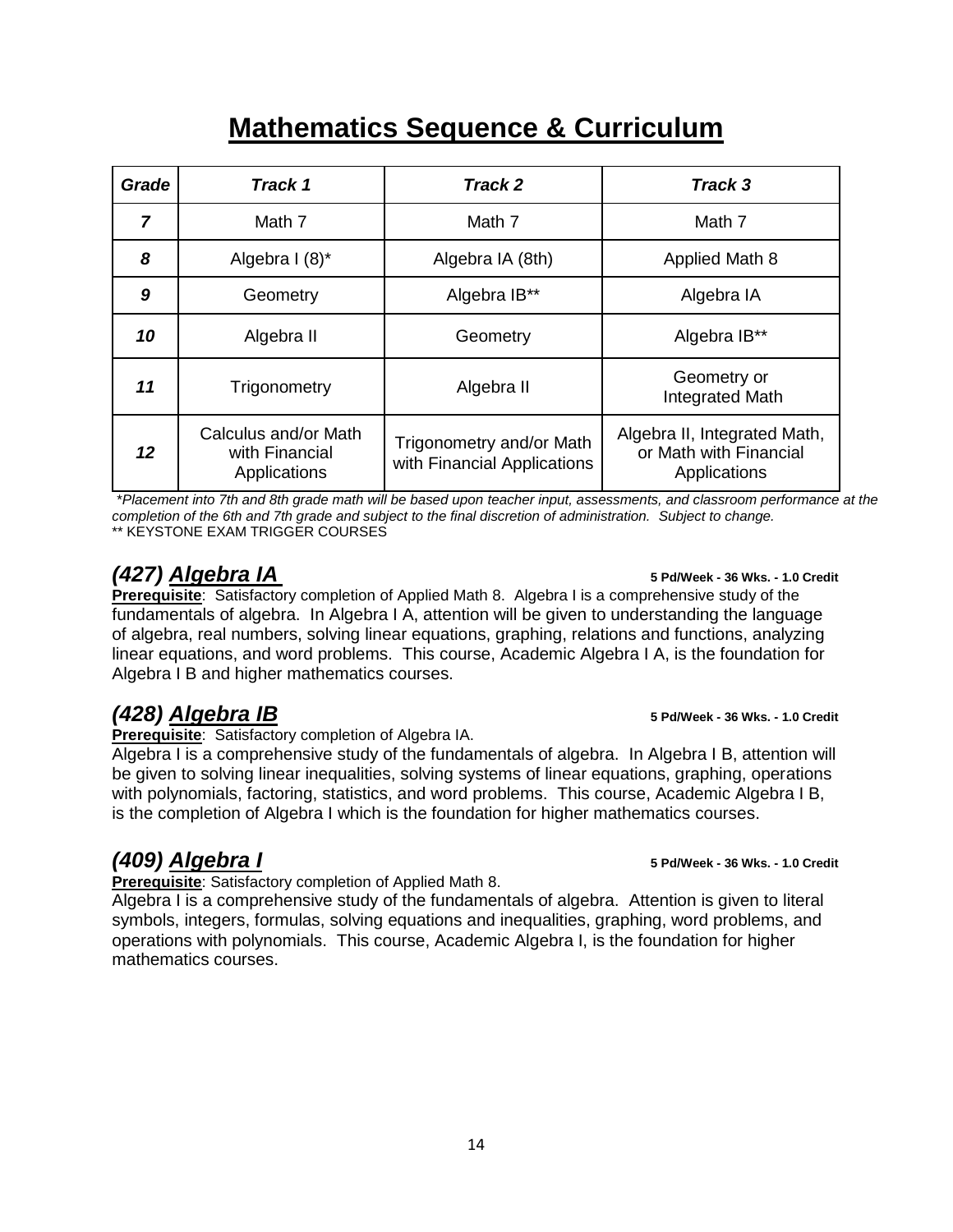# Mathematics Sequence & Curriculum

| *Grade* | *Track 1* | *Track 2* | *Track 3* |
|---|---|---|---|
| ***7*** | Math 7 | Math 7 | Math 7 |
| ***8*** | Algebra I (8)* | Algebra IA (8th) | Applied Math 8 |
| ***9*** | Geometry | Algebra IB** | Algebra IA |
| ***10*** | Algebra II | Geometry | Algebra IB** |
| ***11*** | Trigonometry | Algebra II | Geometry or Integrated Math |
| ***12*** | Calculus and/or Math with Financial Applications | Trigonometry and/or Math with Financial Applications | Algebra II, Integrated Math, or Math with Financial Applications |

*\*Placement into 7th and 8th grade math will be based upon teacher input, assessments, and classroom performance at the completion of the 6th and 7th grade and subject to the final discretion of administration. Subject to change.*

** KEYSTONE EXAM TRIGGER COURSES

## *(427) Algebra IA*

**5 Pd/Week - 36 Wks. - 1.0 Credit**

**Prerequisite**: Satisfactory completion of Applied Math 8. Algebra I is a comprehensive study of the fundamentals of algebra. In Algebra I A, attention will be given to understanding the language of algebra, real numbers, solving linear equations, graphing, relations and functions, analyzing linear equations, and word problems. This course, Academic Algebra I A, is the foundation for Algebra I B and higher mathematics courses.

## *(428) Algebra IB*

**5 Pd/Week - 36 Wks. - 1.0 Credit**

**Prerequisite**: Satisfactory completion of Algebra IA.

Algebra I is a comprehensive study of the fundamentals of algebra. In Algebra I B, attention will be given to solving linear inequalities, solving systems of linear equations, graphing, operations with polynomials, factoring, statistics, and word problems. This course, Academic Algebra I B, is the completion of Algebra I which is the foundation for higher mathematics courses.

## *(409) Algebra I*

**5 Pd/Week - 36 Wks. - 1.0 Credit**

**Prerequisite**: Satisfactory completion of Applied Math 8.

Algebra I is a comprehensive study of the fundamentals of algebra. Attention is given to literal symbols, integers, formulas, solving equations and inequalities, graphing, word problems, and operations with polynomials. This course, Academic Algebra I, is the foundation for higher mathematics courses.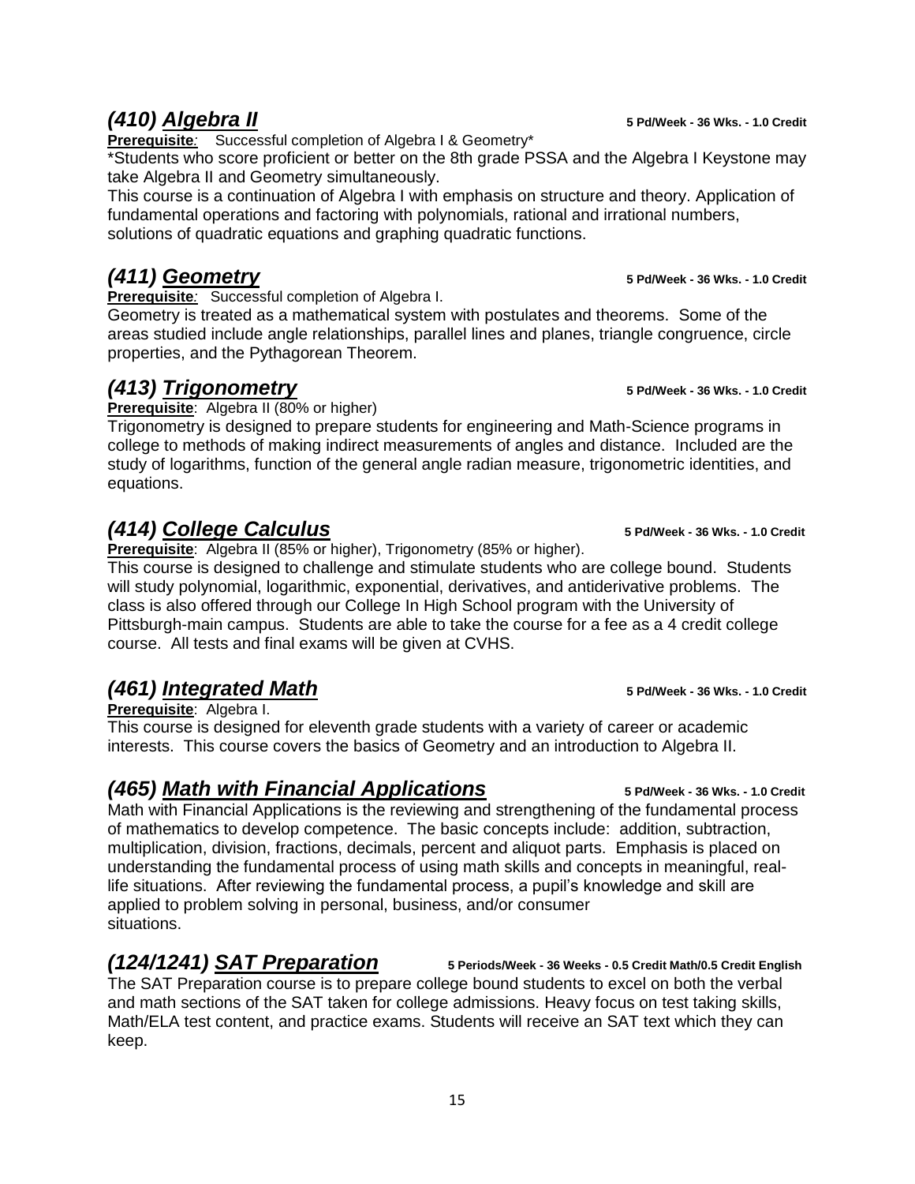## *(410) Algebra II*

**5 Pd/Week - 36 Wks. - 1.0 Credit**

**Prerequisite**: Successful completion of Algebra I & Geometry*

*Students who score proficient or better on the 8th grade PSSA and the Algebra I Keystone may take Algebra II and Geometry simultaneously.

This course is a continuation of Algebra I with emphasis on structure and theory. Application of fundamental operations and factoring with polynomials, rational and irrational numbers, solutions of quadratic equations and graphing quadratic functions.

## *(411) Geometry*

**5 Pd/Week - 36 Wks. - 1.0 Credit**

**Prerequisite**: Successful completion of Algebra I.

Geometry is treated as a mathematical system with postulates and theorems. Some of the areas studied include angle relationships, parallel lines and planes, triangle congruence, circle properties, and the Pythagorean Theorem.

## *(413) Trigonometry*

**5 Pd/Week - 36 Wks. - 1.0 Credit**

**Prerequisite**: Algebra II (80% or higher)

Trigonometry is designed to prepare students for engineering and Math-Science programs in college to methods of making indirect measurements of angles and distance. Included are the study of logarithms, function of the general angle radian measure, trigonometric identities, and equations.

## *(414) College Calculus*

**5 Pd/Week - 36 Wks. - 1.0 Credit**

**Prerequisite**: Algebra II (85% or higher), Trigonometry (85% or higher).

This course is designed to challenge and stimulate students who are college bound. Students will study polynomial, logarithmic, exponential, derivatives, and antiderivative problems. The class is also offered through our College In High School program with the University of Pittsburgh-main campus. Students are able to take the course for a fee as a 4 credit college course. All tests and final exams will be given at CVHS.

## *(461) Integrated Math*

**5 Pd/Week - 36 Wks. - 1.0 Credit**

**Prerequisite**: Algebra I.

This course is designed for eleventh grade students with a variety of career or academic interests. This course covers the basics of Geometry and an introduction to Algebra II.

## *(465) Math with Financial Applications*

**5 Pd/Week - 36 Wks. - 1.0 Credit**

Math with Financial Applications is the reviewing and strengthening of the fundamental process of mathematics to develop competence. The basic concepts include: addition, subtraction, multiplication, division, fractions, decimals, percent and aliquot parts. Emphasis is placed on understanding the fundamental process of using math skills and concepts in meaningful, real-life situations. After reviewing the fundamental process, a pupil's knowledge and skill are applied to problem solving in personal, business, and/or consumer situations.

## *(124/1241) SAT Preparation*

**5 Periods/Week - 36 Weeks - 0.5 Credit Math/0.5 Credit English**

The SAT Preparation course is to prepare college bound students to excel on both the verbal and math sections of the SAT taken for college admissions. Heavy focus on test taking skills, Math/ELA test content, and practice exams. Students will receive an SAT text which they can keep.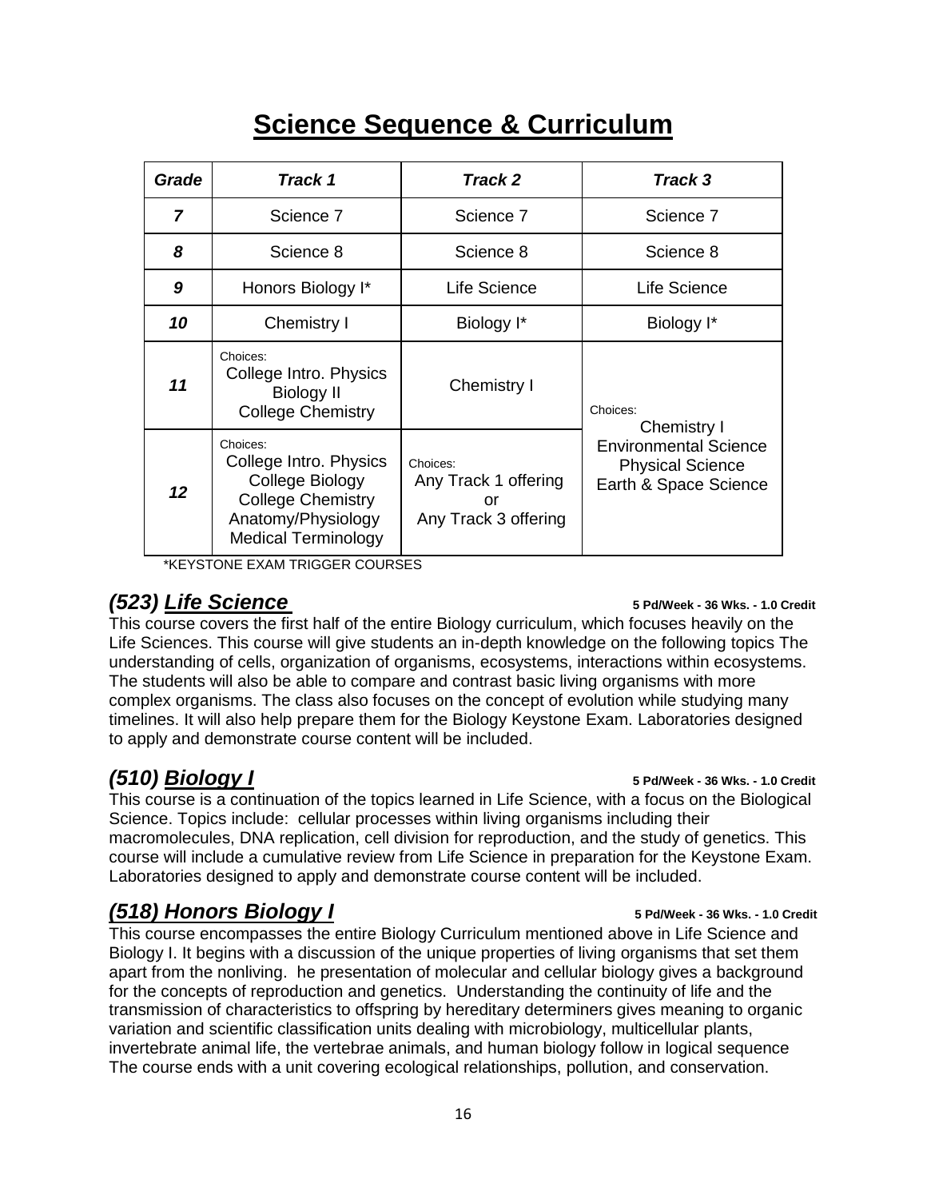# Science Sequence & Curriculum

| Grade | Track 1 | Track 2 | Track 3 |
|---|---|---|---|
| 7 | Science 7 | Science 7 | Science 7 |
| 8 | Science 8 | Science 8 | Science 8 |
| 9 | Honors Biology I* | Life Science | Life Science |
| 10 | Chemistry I | Biology I* | Biology I* |
| 11 | Choices: College Intro. Physics, Biology II, College Chemistry | Chemistry I | Choices: Chemistry I, Environmental Science, Physical Science, Earth & Space Science |
| 12 | Choices: College Intro. Physics, College Biology, College Chemistry, Anatomy/Physiology, Medical Terminology | Choices: Any Track 1 offering or Any Track 3 offering | |

*KEYSTONE EXAM TRIGGER COURSES

## *(523) Life Science*

**5 Pd/Week - 36 Wks. - 1.0 Credit**

This course covers the first half of the entire Biology curriculum, which focuses heavily on the Life Sciences. This course will give students an in-depth knowledge on the following topics The understanding of cells, organization of organisms, ecosystems, interactions within ecosystems. The students will also be able to compare and contrast basic living organisms with more complex organisms. The class also focuses on the concept of evolution while studying many timelines. It will also help prepare them for the Biology Keystone Exam. Laboratories designed to apply and demonstrate course content will be included.

## *(510) Biology I*

**5 Pd/Week - 36 Wks. - 1.0 Credit**

This course is a continuation of the topics learned in Life Science, with a focus on the Biological Science. Topics include: cellular processes within living organisms including their macromolecules, DNA replication, cell division for reproduction, and the study of genetics. This course will include a cumulative review from Life Science in preparation for the Keystone Exam. Laboratories designed to apply and demonstrate course content will be included.

## *(518) Honors Biology I*

**5 Pd/Week - 36 Wks. - 1.0 Credit**

This course encompasses the entire Biology Curriculum mentioned above in Life Science and Biology I. It begins with a discussion of the unique properties of living organisms that set them apart from the nonliving. he presentation of molecular and cellular biology gives a background for the concepts of reproduction and genetics. Understanding the continuity of life and the transmission of characteristics to offspring by hereditary determiners gives meaning to organic variation and scientific classification units dealing with microbiology, multicellular plants, invertebrate animal life, the vertebrae animals, and human biology follow in logical sequence The course ends with a unit covering ecological relationships, pollution, and conservation.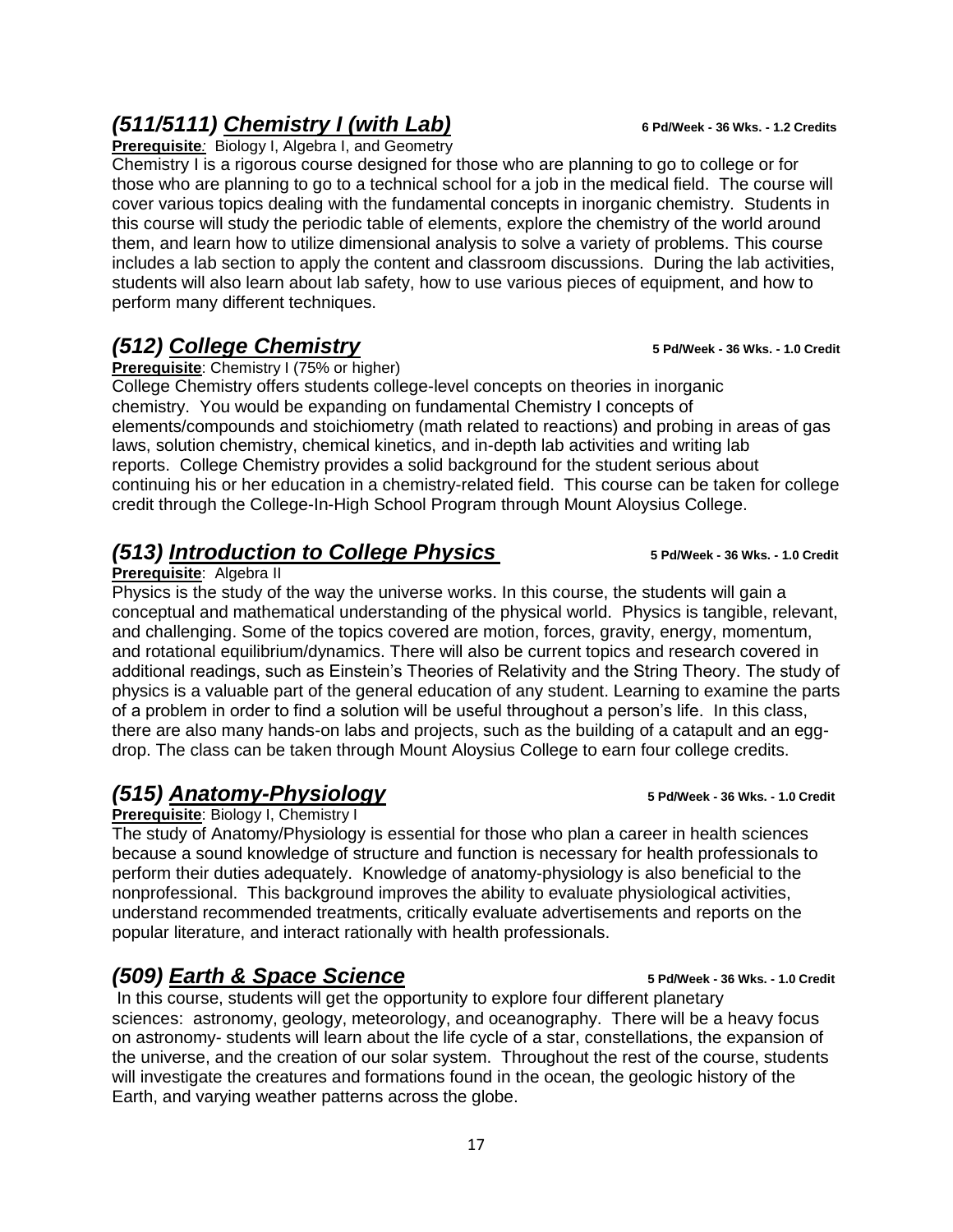## *(511/5111) Chemistry I (with Lab)*

**6 Pd/Week - 36 Wks. - 1.2 Credits**

**Prerequisite***:* Biology I, Algebra I, and Geometry

Chemistry I is a rigorous course designed for those who are planning to go to college or for those who are planning to go to a technical school for a job in the medical field. The course will cover various topics dealing with the fundamental concepts in inorganic chemistry. Students in this course will study the periodic table of elements, explore the chemistry of the world around them, and learn how to utilize dimensional analysis to solve a variety of problems. This course includes a lab section to apply the content and classroom discussions. During the lab activities, students will also learn about lab safety, how to use various pieces of equipment, and how to perform many different techniques.

## *(512) College Chemistry*

**5 Pd/Week - 36 Wks. - 1.0 Credit**

**Prerequisite**: Chemistry I (75% or higher)

College Chemistry offers students college-level concepts on theories in inorganic chemistry. You would be expanding on fundamental Chemistry I concepts of elements/compounds and stoichiometry (math related to reactions) and probing in areas of gas laws, solution chemistry, chemical kinetics, and in-depth lab activities and writing lab reports. College Chemistry provides a solid background for the student serious about continuing his or her education in a chemistry-related field. This course can be taken for college credit through the College-In-High School Program through Mount Aloysius College.

## *(513) Introduction to College Physics*

**5 Pd/Week - 36 Wks. - 1.0 Credit**

**Prerequisite**: Algebra II

Physics is the study of the way the universe works. In this course, the students will gain a conceptual and mathematical understanding of the physical world. Physics is tangible, relevant, and challenging. Some of the topics covered are motion, forces, gravity, energy, momentum, and rotational equilibrium/dynamics. There will also be current topics and research covered in additional readings, such as Einstein's Theories of Relativity and the String Theory. The study of physics is a valuable part of the general education of any student. Learning to examine the parts of a problem in order to find a solution will be useful throughout a person's life. In this class, there are also many hands-on labs and projects, such as the building of a catapult and an egg-drop. The class can be taken through Mount Aloysius College to earn four college credits.

## *(515) Anatomy-Physiology*

**5 Pd/Week - 36 Wks. - 1.0 Credit**

**Prerequisite**: Biology I, Chemistry I

The study of Anatomy/Physiology is essential for those who plan a career in health sciences because a sound knowledge of structure and function is necessary for health professionals to perform their duties adequately. Knowledge of anatomy-physiology is also beneficial to the nonprofessional. This background improves the ability to evaluate physiological activities, understand recommended treatments, critically evaluate advertisements and reports on the popular literature, and interact rationally with health professionals.

## *(509) Earth & Space Science*

**5 Pd/Week - 36 Wks. - 1.0 Credit**

In this course, students will get the opportunity to explore four different planetary sciences: astronomy, geology, meteorology, and oceanography. There will be a heavy focus on astronomy- students will learn about the life cycle of a star, constellations, the expansion of the universe, and the creation of our solar system. Throughout the rest of the course, students will investigate the creatures and formations found in the ocean, the geologic history of the Earth, and varying weather patterns across the globe.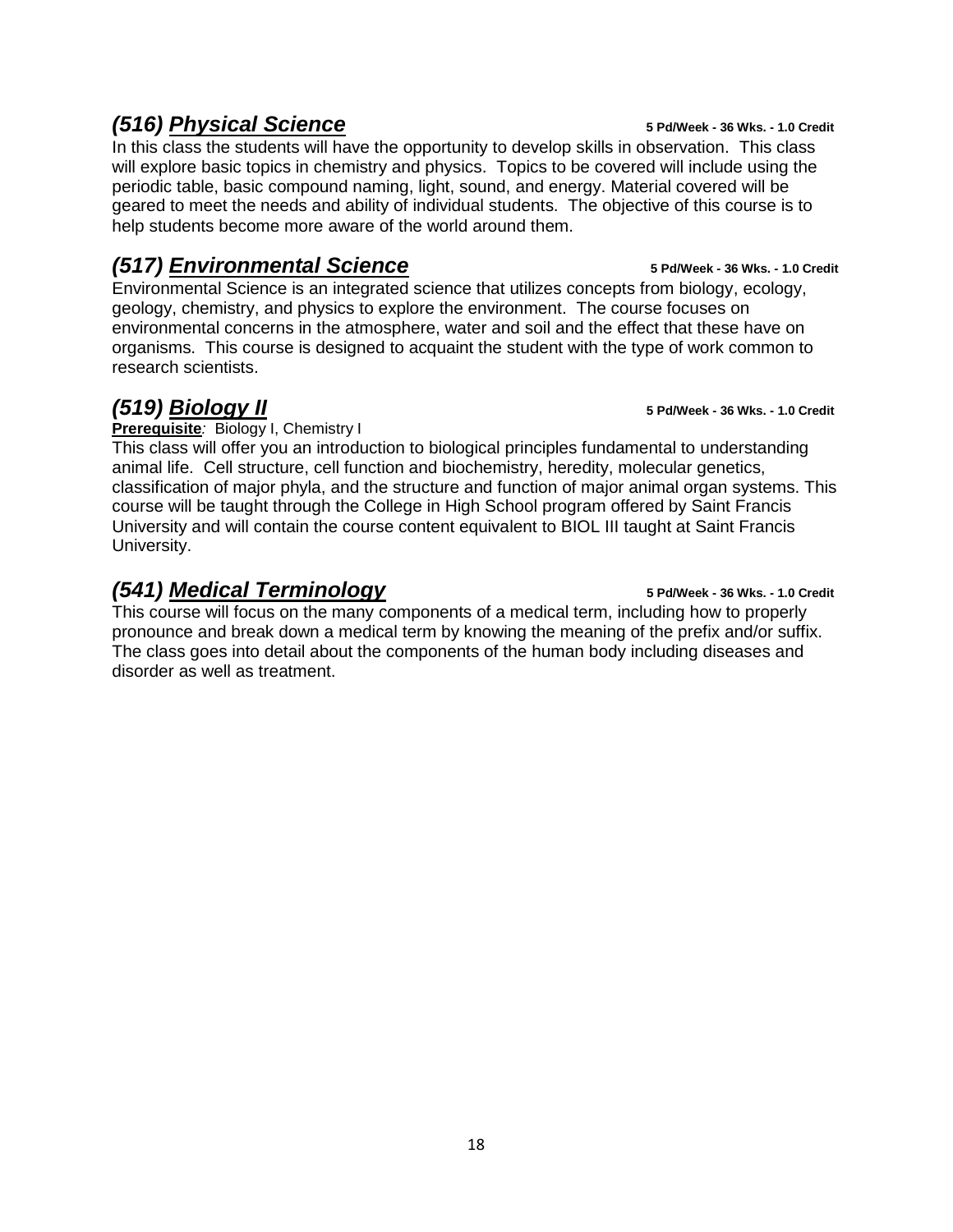## *(516) Physical Science*

**5 Pd/Week - 36 Wks. - 1.0 Credit**

In this class the students will have the opportunity to develop skills in observation. This class will explore basic topics in chemistry and physics. Topics to be covered will include using the periodic table, basic compound naming, light, sound, and energy. Material covered will be geared to meet the needs and ability of individual students. The objective of this course is to help students become more aware of the world around them.

## *(517) Environmental Science*

**5 Pd/Week - 36 Wks. - 1.0 Credit**

Environmental Science is an integrated science that utilizes concepts from biology, ecology, geology, chemistry, and physics to explore the environment. The course focuses on environmental concerns in the atmosphere, water and soil and the effect that these have on organisms. This course is designed to acquaint the student with the type of work common to research scientists.

## *(519) Biology II*

**5 Pd/Week - 36 Wks. - 1.0 Credit**

**Prerequisite***:* Biology I, Chemistry I

This class will offer you an introduction to biological principles fundamental to understanding animal life. Cell structure, cell function and biochemistry, heredity, molecular genetics, classification of major phyla, and the structure and function of major animal organ systems. This course will be taught through the College in High School program offered by Saint Francis University and will contain the course content equivalent to BIOL III taught at Saint Francis University.

## *(541) Medical Terminology*

**5 Pd/Week - 36 Wks. - 1.0 Credit**

This course will focus on the many components of a medical term, including how to properly pronounce and break down a medical term by knowing the meaning of the prefix and/or suffix. The class goes into detail about the components of the human body including diseases and disorder as well as treatment.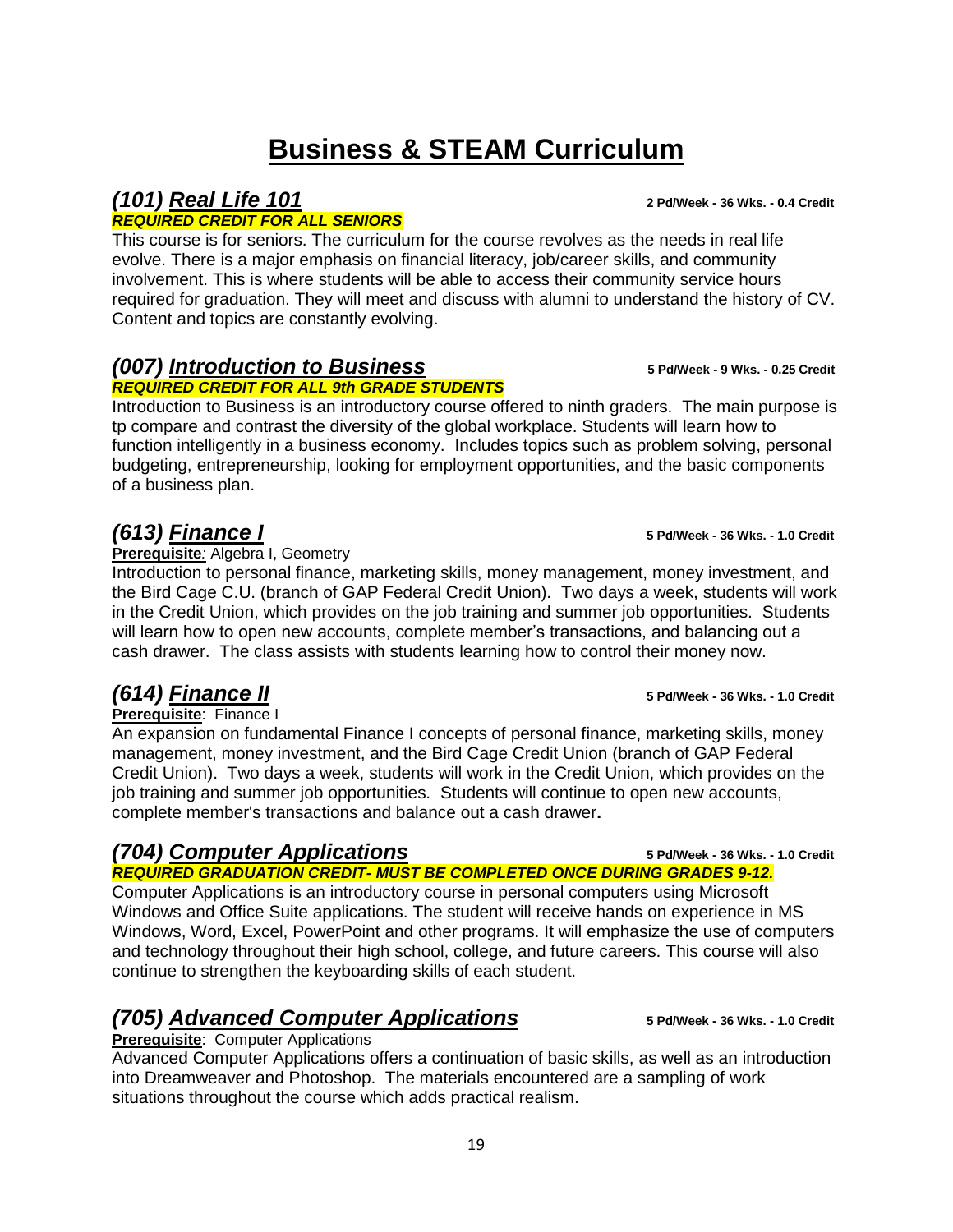# Business & STEAM Curriculum

## *(101) Real Life 101*

**2 Pd/Week - 36 Wks. - 0.4 Credit**

***REQUIRED CREDIT FOR ALL SENIORS***

This course is for seniors. The curriculum for the course revolves as the needs in real life evolve. There is a major emphasis on financial literacy, job/career skills, and community involvement. This is where students will be able to access their community service hours required for graduation. They will meet and discuss with alumni to understand the history of CV. Content and topics are constantly evolving.

## *(007) Introduction to Business*

**5 Pd/Week - 9 Wks. - 0.25 Credit**

***REQUIRED CREDIT FOR ALL 9th GRADE STUDENTS***

Introduction to Business is an introductory course offered to ninth graders. The main purpose is tp compare and contrast the diversity of the global workplace. Students will learn how to function intelligently in a business economy. Includes topics such as problem solving, personal budgeting, entrepreneurship, looking for employment opportunities, and the basic components of a business plan.

## *(613) Finance I*

**5 Pd/Week - 36 Wks. - 1.0 Credit**

**Prerequisite***:* Algebra I, Geometry

Introduction to personal finance, marketing skills, money management, money investment, and the Bird Cage C.U. (branch of GAP Federal Credit Union). Two days a week, students will work in the Credit Union, which provides on the job training and summer job opportunities. Students will learn how to open new accounts, complete member's transactions, and balancing out a cash drawer. The class assists with students learning how to control their money now.

## *(614) Finance II*

**5 Pd/Week - 36 Wks. - 1.0 Credit**

**Prerequisite**: Finance I

An expansion on fundamental Finance I concepts of personal finance, marketing skills, money management, money investment, and the Bird Cage Credit Union (branch of GAP Federal Credit Union). Two days a week, students will work in the Credit Union, which provides on the job training and summer job opportunities. Students will continue to open new accounts, complete member's transactions and balance out a cash drawer**.**

## *(704) Computer Applications*

**5 Pd/Week - 36 Wks. - 1.0 Credit**

***REQUIRED GRADUATION CREDIT- MUST BE COMPLETED ONCE DURING GRADES 9-12.***

Computer Applications is an introductory course in personal computers using Microsoft Windows and Office Suite applications. The student will receive hands on experience in MS Windows, Word, Excel, PowerPoint and other programs. It will emphasize the use of computers and technology throughout their high school, college, and future careers. This course will also continue to strengthen the keyboarding skills of each student.

## *(705) Advanced Computer Applications*

**5 Pd/Week - 36 Wks. - 1.0 Credit**

**Prerequisite**: Computer Applications

Advanced Computer Applications offers a continuation of basic skills, as well as an introduction into Dreamweaver and Photoshop. The materials encountered are a sampling of work situations throughout the course which adds practical realism.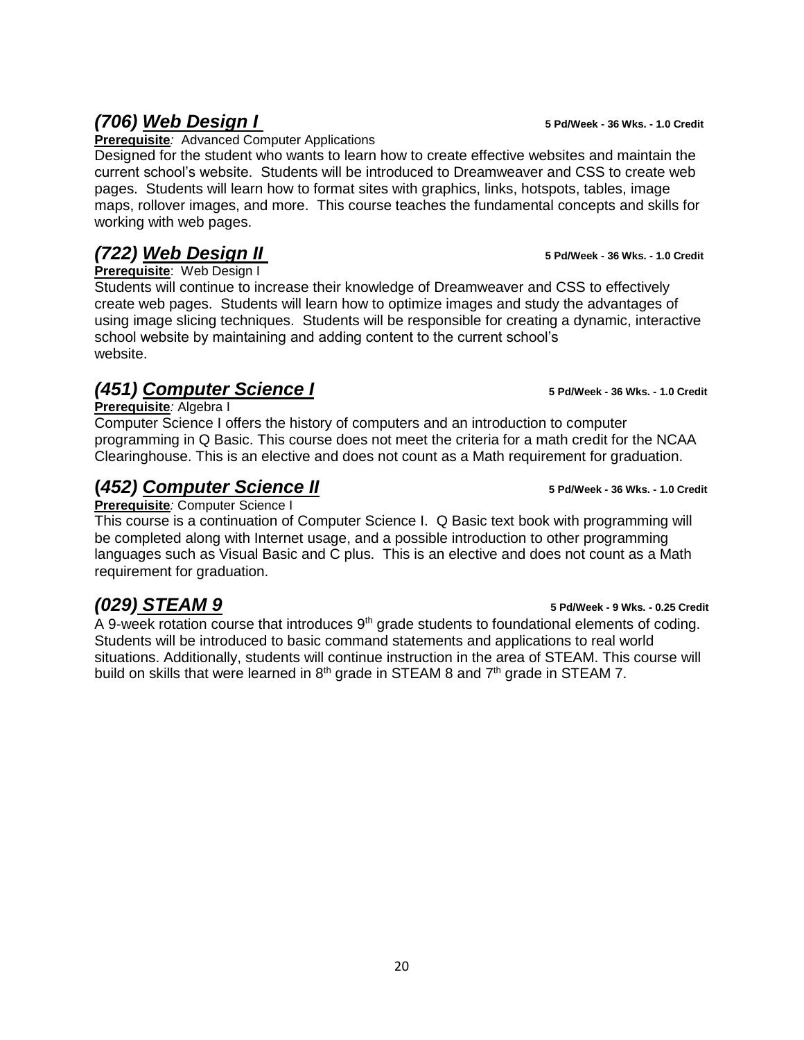### *(706) __Web Design I__* **5 Pd/Week - 36 Wks. - 1.0 Credit**

**Prerequisite***:* Advanced Computer Applications

Designed for the student who wants to learn how to create effective websites and maintain the current school's website. Students will be introduced to Dreamweaver and CSS to create web pages. Students will learn how to format sites with graphics, links, hotspots, tables, image maps, rollover images, and more. This course teaches the fundamental concepts and skills for working with web pages.

### *(722) __Web Design II__* **5 Pd/Week - 36 Wks. - 1.0 Credit**

**Prerequisite**: Web Design I

Students will continue to increase their knowledge of Dreamweaver and CSS to effectively create web pages. Students will learn how to optimize images and study the advantages of using image slicing techniques. Students will be responsible for creating a dynamic, interactive school website by maintaining and adding content to the current school's website.

### *(451) __Computer Science I__* **5 Pd/Week - 36 Wks. - 1.0 Credit**

**Prerequisite***:* Algebra I

Computer Science I offers the history of computers and an introduction to computer programming in Q Basic. This course does not meet the criteria for a math credit for the NCAA Clearinghouse. This is an elective and does not count as a Math requirement for graduation.

### *(452) __Computer Science II__* **5 Pd/Week - 36 Wks. - 1.0 Credit**

**Prerequisite***:* Computer Science I

This course is a continuation of Computer Science I. Q Basic text book with programming will be completed along with Internet usage, and a possible introduction to other programming languages such as Visual Basic and C plus. This is an elective and does not count as a Math requirement for graduation.

### *(029) __STEAM 9__* **5 Pd/Week - 9 Wks. - 0.25 Credit**

A 9-week rotation course that introduces 9th grade students to foundational elements of coding. Students will be introduced to basic command statements and applications to real world situations. Additionally, students will continue instruction in the area of STEAM. This course will build on skills that were learned in 8th grade in STEAM 8 and 7th grade in STEAM 7.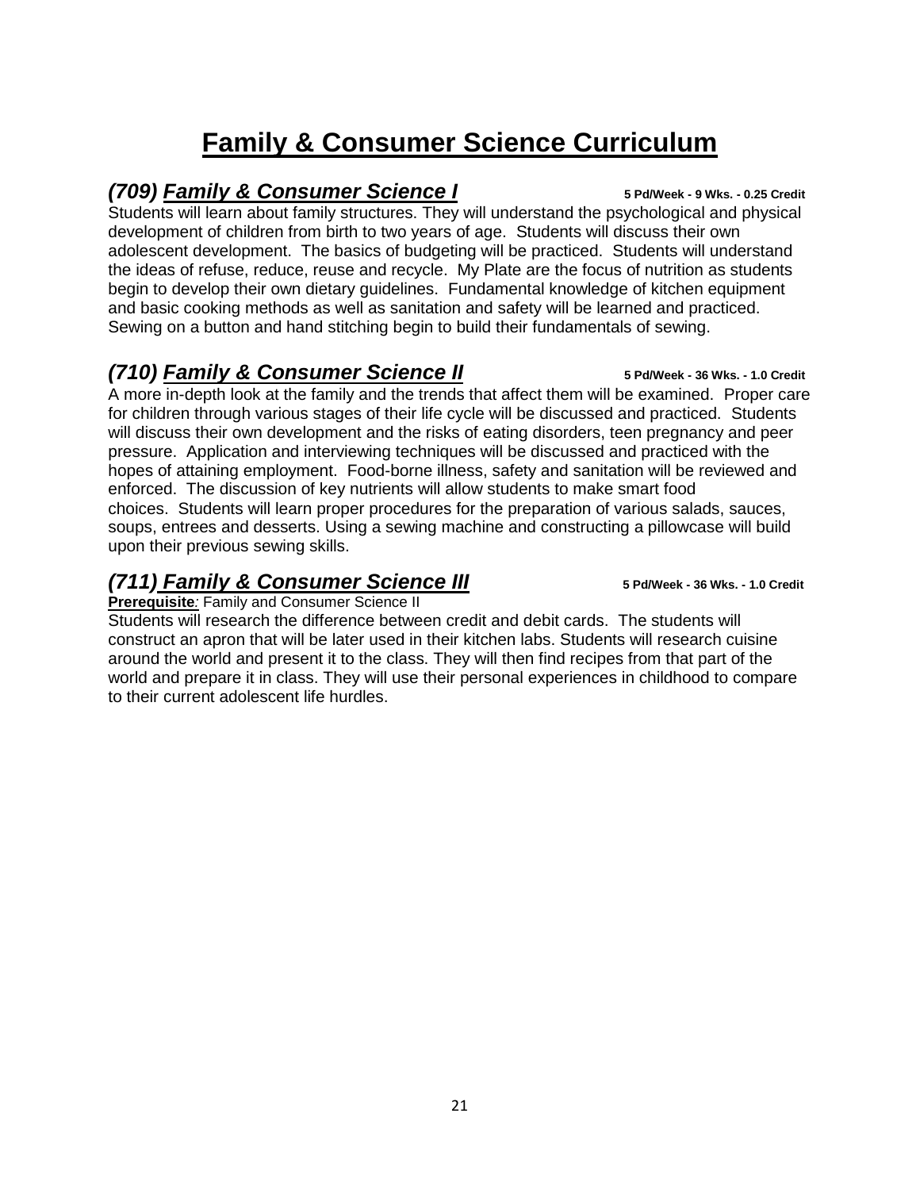# Family & Consumer Science Curriculum

## *(709) Family & Consumer Science I* **5 Pd/Week - 9 Wks. - 0.25 Credit**

Students will learn about family structures. They will understand the psychological and physical development of children from birth to two years of age. Students will discuss their own adolescent development. The basics of budgeting will be practiced. Students will understand the ideas of refuse, reduce, reuse and recycle. My Plate are the focus of nutrition as students begin to develop their own dietary guidelines. Fundamental knowledge of kitchen equipment and basic cooking methods as well as sanitation and safety will be learned and practiced. Sewing on a button and hand stitching begin to build their fundamentals of sewing.

## *(710) Family & Consumer Science II* **5 Pd/Week - 36 Wks. - 1.0 Credit**

A more in-depth look at the family and the trends that affect them will be examined. Proper care for children through various stages of their life cycle will be discussed and practiced. Students will discuss their own development and the risks of eating disorders, teen pregnancy and peer pressure. Application and interviewing techniques will be discussed and practiced with the hopes of attaining employment. Food-borne illness, safety and sanitation will be reviewed and enforced. The discussion of key nutrients will allow students to make smart food choices. Students will learn proper procedures for the preparation of various salads, sauces, soups, entrees and desserts. Using a sewing machine and constructing a pillowcase will build upon their previous sewing skills.

## *(711) Family & Consumer Science III* **5 Pd/Week - 36 Wks. - 1.0 Credit**

**Prerequisite***:* Family and Consumer Science II

Students will research the difference between credit and debit cards. The students will construct an apron that will be later used in their kitchen labs. Students will research cuisine around the world and present it to the class. They will then find recipes from that part of the world and prepare it in class. They will use their personal experiences in childhood to compare to their current adolescent life hurdles.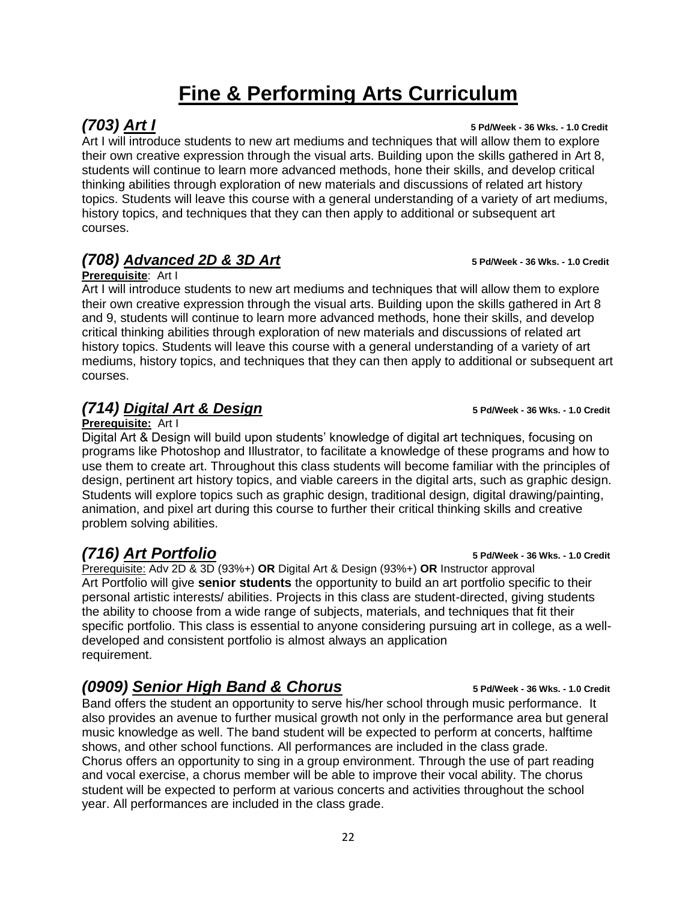# Fine & Performing Arts Curriculum

## *(703) Art I*

**5 Pd/Week - 36 Wks. - 1.0 Credit**

Art I will introduce students to new art mediums and techniques that will allow them to explore their own creative expression through the visual arts. Building upon the skills gathered in Art 8, students will continue to learn more advanced methods, hone their skills, and develop critical thinking abilities through exploration of new materials and discussions of related art history topics. Students will leave this course with a general understanding of a variety of art mediums, history topics, and techniques that they can then apply to additional or subsequent art courses.

## *(708) Advanced 2D & 3D Art*

**5 Pd/Week - 36 Wks. - 1.0 Credit**

**Prerequisite**: Art I

Art I will introduce students to new art mediums and techniques that will allow them to explore their own creative expression through the visual arts. Building upon the skills gathered in Art 8 and 9, students will continue to learn more advanced methods, hone their skills, and develop critical thinking abilities through exploration of new materials and discussions of related art history topics. Students will leave this course with a general understanding of a variety of art mediums, history topics, and techniques that they can then apply to additional or subsequent art courses.

## *(714) Digital Art & Design*

**5 Pd/Week - 36 Wks. - 1.0 Credit**

**Prerequisite:** Art I

Digital Art & Design will build upon students' knowledge of digital art techniques, focusing on programs like Photoshop and Illustrator, to facilitate a knowledge of these programs and how to use them to create art. Throughout this class students will become familiar with the principles of design, pertinent art history topics, and viable careers in the digital arts, such as graphic design. Students will explore topics such as graphic design, traditional design, digital drawing/painting, animation, and pixel art during this course to further their critical thinking skills and creative problem solving abilities.

## *(716) Art Portfolio*

**5 Pd/Week - 36 Wks. - 1.0 Credit**

Prerequisite: Adv 2D & 3D (93%+) **OR** Digital Art & Design (93%+) **OR** Instructor approval

Art Portfolio will give **senior students** the opportunity to build an art portfolio specific to their personal artistic interests/ abilities. Projects in this class are student-directed, giving students the ability to choose from a wide range of subjects, materials, and techniques that fit their specific portfolio. This class is essential to anyone considering pursuing art in college, as a well-developed and consistent portfolio is almost always an application requirement.

## *(0909) Senior High Band & Chorus*

**5 Pd/Week - 36 Wks. - 1.0 Credit**

Band offers the student an opportunity to serve his/her school through music performance. It also provides an avenue to further musical growth not only in the performance area but general music knowledge as well. The band student will be expected to perform at concerts, halftime shows, and other school functions. All performances are included in the class grade.
Chorus offers an opportunity to sing in a group environment. Through the use of part reading and vocal exercise, a chorus member will be able to improve their vocal ability. The chorus student will be expected to perform at various concerts and activities throughout the school year. All performances are included in the class grade.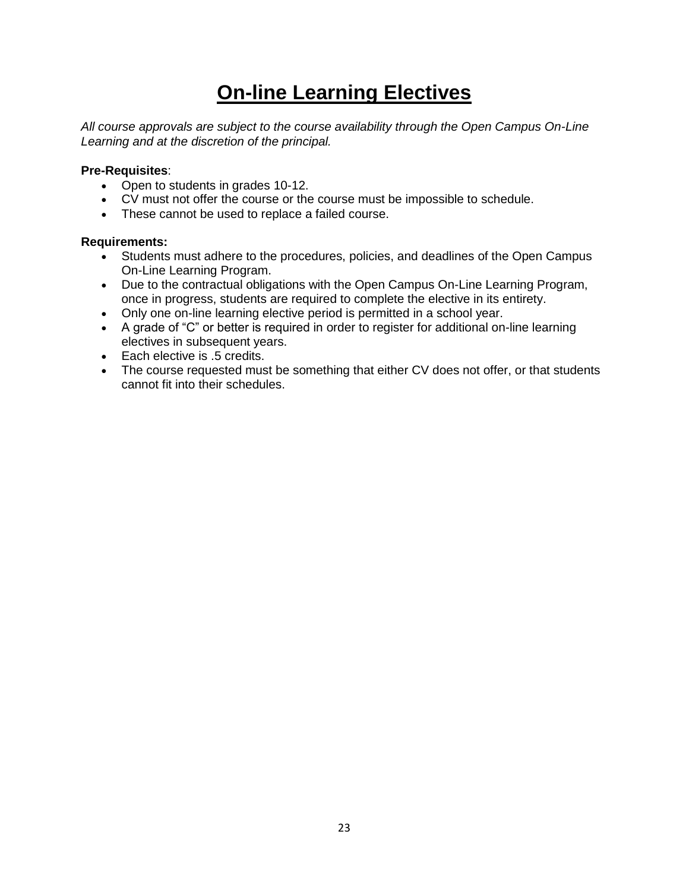# On-line Learning Electives

*All course approvals are subject to the course availability through the Open Campus On-Line Learning and at the discretion of the principal.*

**Pre-Requisites**:

- Open to students in grades 10-12.
- CV must not offer the course or the course must be impossible to schedule.
- These cannot be used to replace a failed course.

**Requirements:**

- Students must adhere to the procedures, policies, and deadlines of the Open Campus On-Line Learning Program.
- Due to the contractual obligations with the Open Campus On-Line Learning Program, once in progress, students are required to complete the elective in its entirety.
- Only one on-line learning elective period is permitted in a school year.
- A grade of "C" or better is required in order to register for additional on-line learning electives in subsequent years.
- Each elective is .5 credits.
- The course requested must be something that either CV does not offer, or that students cannot fit into their schedules.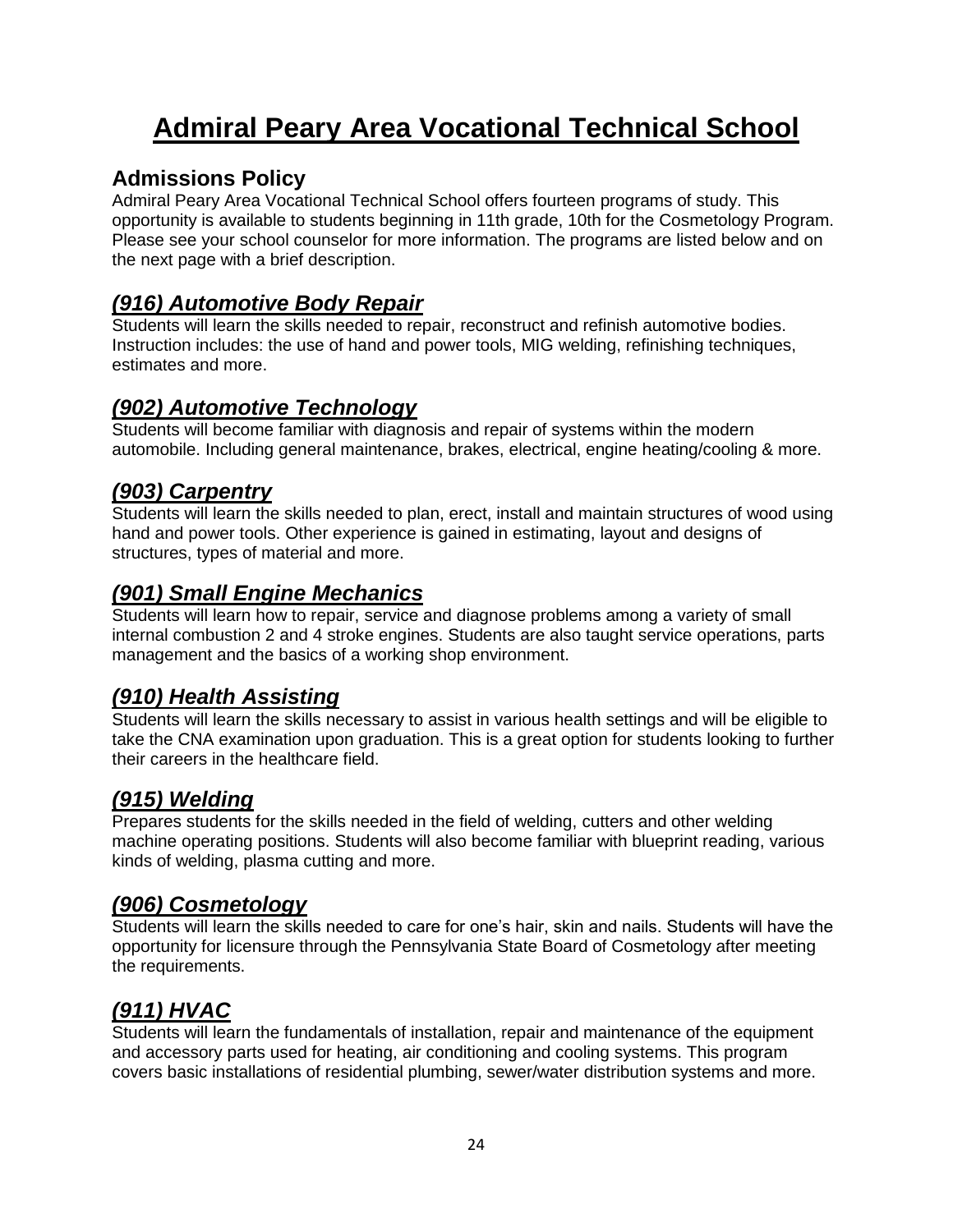# Admiral Peary Area Vocational Technical School

## Admissions Policy

Admiral Peary Area Vocational Technical School offers fourteen programs of study. This opportunity is available to students beginning in 11th grade, 10th for the Cosmetology Program. Please see your school counselor for more information. The programs are listed below and on the next page with a brief description.

### *(916) Automotive Body Repair*

Students will learn the skills needed to repair, reconstruct and refinish automotive bodies. Instruction includes: the use of hand and power tools, MIG welding, refinishing techniques, estimates and more.

### *(902) Automotive Technology*

Students will become familiar with diagnosis and repair of systems within the modern automobile. Including general maintenance, brakes, electrical, engine heating/cooling & more.

### *(903) Carpentry*

Students will learn the skills needed to plan, erect, install and maintain structures of wood using hand and power tools. Other experience is gained in estimating, layout and designs of structures, types of material and more.

### *(901) Small Engine Mechanics*

Students will learn how to repair, service and diagnose problems among a variety of small internal combustion 2 and 4 stroke engines. Students are also taught service operations, parts management and the basics of a working shop environment.

### *(910) Health Assisting*

Students will learn the skills necessary to assist in various health settings and will be eligible to take the CNA examination upon graduation. This is a great option for students looking to further their careers in the healthcare field.

### *(915) Welding*

Prepares students for the skills needed in the field of welding, cutters and other welding machine operating positions. Students will also become familiar with blueprint reading, various kinds of welding, plasma cutting and more.

### *(906) Cosmetology*

Students will learn the skills needed to care for one's hair, skin and nails. Students will have the opportunity for licensure through the Pennsylvania State Board of Cosmetology after meeting the requirements.

### *(911) HVAC*

Students will learn the fundamentals of installation, repair and maintenance of the equipment and accessory parts used for heating, air conditioning and cooling systems. This program covers basic installations of residential plumbing, sewer/water distribution systems and more.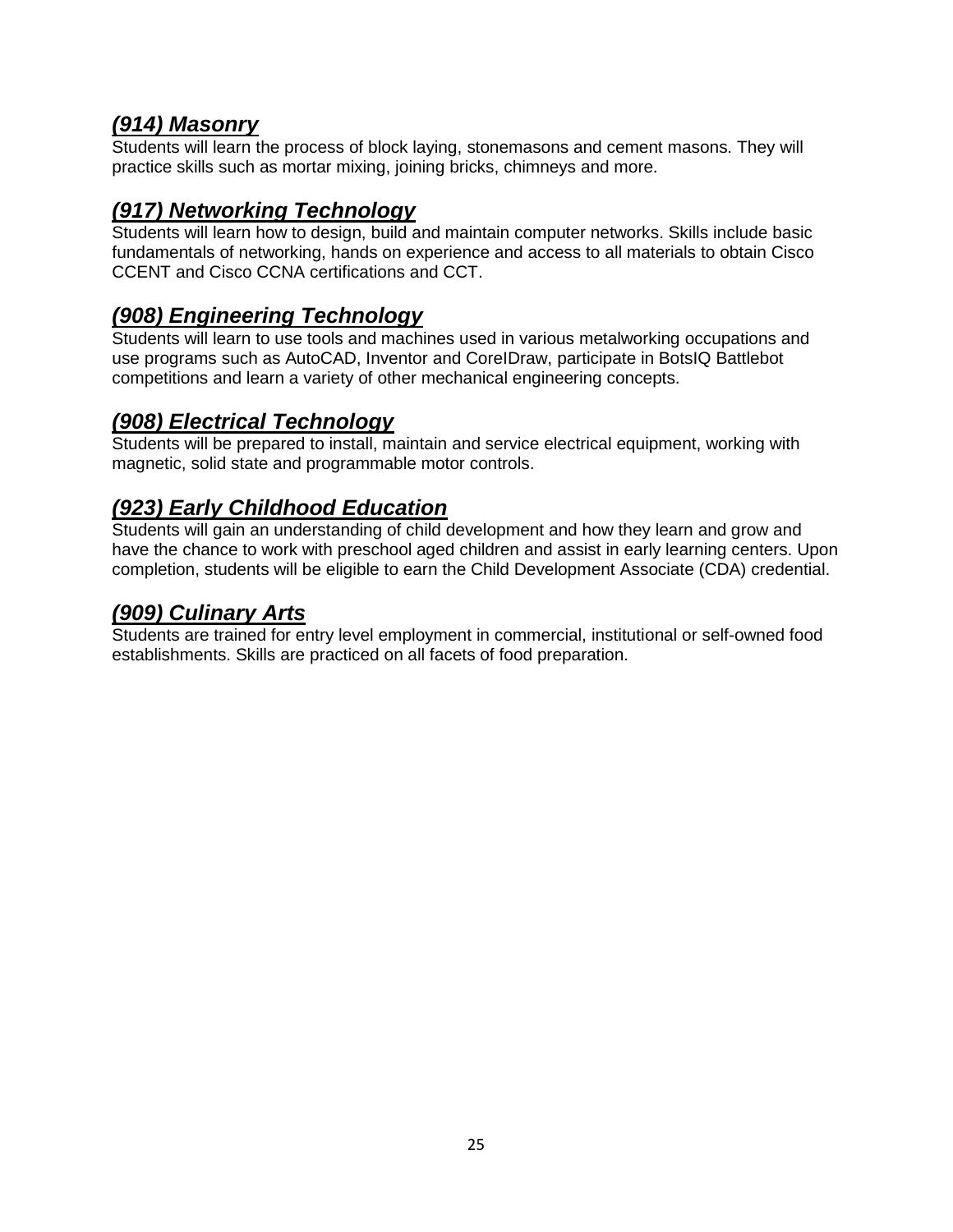### ***(914) Masonry***

Students will learn the process of block laying, stonemasons and cement masons. They will practice skills such as mortar mixing, joining bricks, chimneys and more.

### ***(917) Networking Technology***

Students will learn how to design, build and maintain computer networks. Skills include basic fundamentals of networking, hands on experience and access to all materials to obtain Cisco CCENT and Cisco CCNA certifications and CCT.

### ***(908) Engineering Technology***

Students will learn to use tools and machines used in various metalworking occupations and use programs such as AutoCAD, Inventor and CorelDraw, participate in BotsIQ Battlebot competitions and learn a variety of other mechanical engineering concepts.

### ***(908) Electrical Technology***

Students will be prepared to install, maintain and service electrical equipment, working with magnetic, solid state and programmable motor controls.

### ***(923) Early Childhood Education***

Students will gain an understanding of child development and how they learn and grow and have the chance to work with preschool aged children and assist in early learning centers. Upon completion, students will be eligible to earn the Child Development Associate (CDA) credential.

### ***(909) Culinary Arts***

Students are trained for entry level employment in commercial, institutional or self-owned food establishments. Skills are practiced on all facets of food preparation.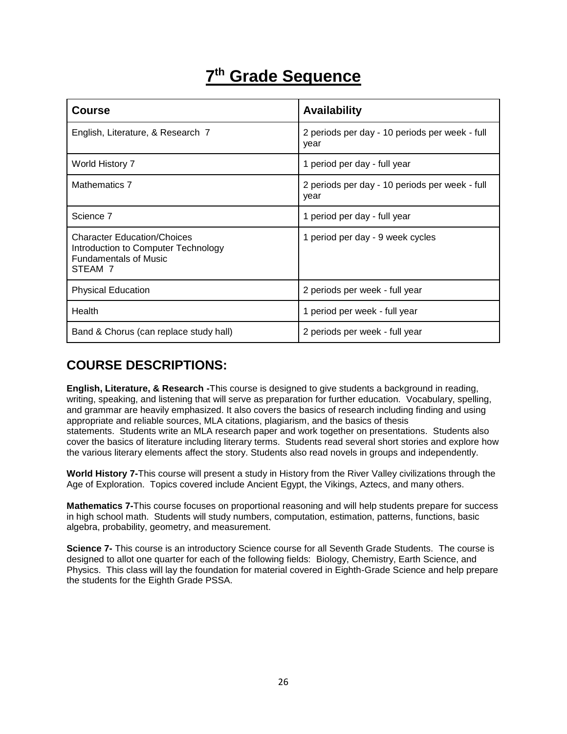# 7th Grade Sequence

| Course | Availability |
|---|---|
| English, Literature, & Research 7 | 2 periods per day - 10 periods per week - full year |
| World History 7 | 1 period per day - full year |
| Mathematics 7 | 2 periods per day - 10 periods per week - full year |
| Science 7 | 1 period per day - full year |
| Character Education/Choices<br>Introduction to Computer Technology<br>Fundamentals of Music<br>STEAM 7 | 1 period per day - 9 week cycles |
| Physical Education | 2 periods per week - full year |
| Health | 1 period per week - full year |
| Band & Chorus (can replace study hall) | 2 periods per week - full year |

## COURSE DESCRIPTIONS:

**English, Literature, & Research -**This course is designed to give students a background in reading, writing, speaking, and listening that will serve as preparation for further education. Vocabulary, spelling, and grammar are heavily emphasized. It also covers the basics of research including finding and using appropriate and reliable sources, MLA citations, plagiarism, and the basics of thesis statements. Students write an MLA research paper and work together on presentations. Students also cover the basics of literature including literary terms. Students read several short stories and explore how the various literary elements affect the story. Students also read novels in groups and independently.

**World History 7-**This course will present a study in History from the River Valley civilizations through the Age of Exploration. Topics covered include Ancient Egypt, the Vikings, Aztecs, and many others.

**Mathematics 7-**This course focuses on proportional reasoning and will help students prepare for success in high school math. Students will study numbers, computation, estimation, patterns, functions, basic algebra, probability, geometry, and measurement.

**Science 7-** This course is an introductory Science course for all Seventh Grade Students. The course is designed to allot one quarter for each of the following fields: Biology, Chemistry, Earth Science, and Physics. This class will lay the foundation for material covered in Eighth-Grade Science and help prepare the students for the Eighth Grade PSSA.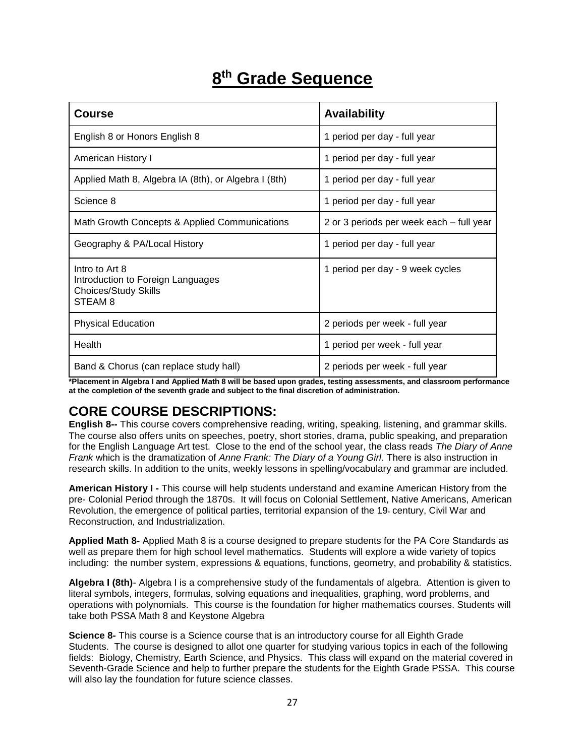# 8th Grade Sequence

| Course | Availability |
| --- | --- |
| English 8 or Honors English 8 | 1 period per day - full year |
| American History I | 1 period per day - full year |
| Applied Math 8, Algebra IA (8th), or Algebra I (8th) | 1 period per day - full year |
| Science 8 | 1 period per day - full year |
| Math Growth Concepts & Applied Communications | 2 or 3 periods per week each – full year |
| Geography & PA/Local History | 1 period per day - full year |
| Intro to Art 8<br>Introduction to Foreign Languages<br>Choices/Study Skills<br>STEAM 8 | 1 period per day - 9 week cycles |
| Physical Education | 2 periods per week - full year |
| Health | 1 period per week - full year |
| Band & Chorus (can replace study hall) | 2 periods per week - full year |

**\*Placement in Algebra I and Applied Math 8 will be based upon grades, testing assessments, and classroom performance at the completion of the seventh grade and subject to the final discretion of administration.**

## CORE COURSE DESCRIPTIONS:

**English 8--** This course covers comprehensive reading, writing, speaking, listening, and grammar skills. The course also offers units on speeches, poetry, short stories, drama, public speaking, and preparation for the English Language Art test. Close to the end of the school year, the class reads *The Diary of Anne Frank* which is the dramatization of *Anne Frank: The Diary of a Young Girl*. There is also instruction in research skills. In addition to the units, weekly lessons in spelling/vocabulary and grammar are included.

**American History I -** This course will help students understand and examine American History from the pre- Colonial Period through the 1870s. It will focus on Colonial Settlement, Native Americans, American Revolution, the emergence of political parties, territorial expansion of the 19th century, Civil War and Reconstruction, and Industrialization.

**Applied Math 8-** Applied Math 8 is a course designed to prepare students for the PA Core Standards as well as prepare them for high school level mathematics. Students will explore a wide variety of topics including: the number system, expressions & equations, functions, geometry, and probability & statistics.

**Algebra I (8th)**- Algebra I is a comprehensive study of the fundamentals of algebra. Attention is given to literal symbols, integers, formulas, solving equations and inequalities, graphing, word problems, and operations with polynomials. This course is the foundation for higher mathematics courses. Students will take both PSSA Math 8 and Keystone Algebra

**Science 8-** This course is a Science course that is an introductory course for all Eighth Grade Students. The course is designed to allot one quarter for studying various topics in each of the following fields: Biology, Chemistry, Earth Science, and Physics. This class will expand on the material covered in Seventh-Grade Science and help to further prepare the students for the Eighth Grade PSSA. This course will also lay the foundation for future science classes.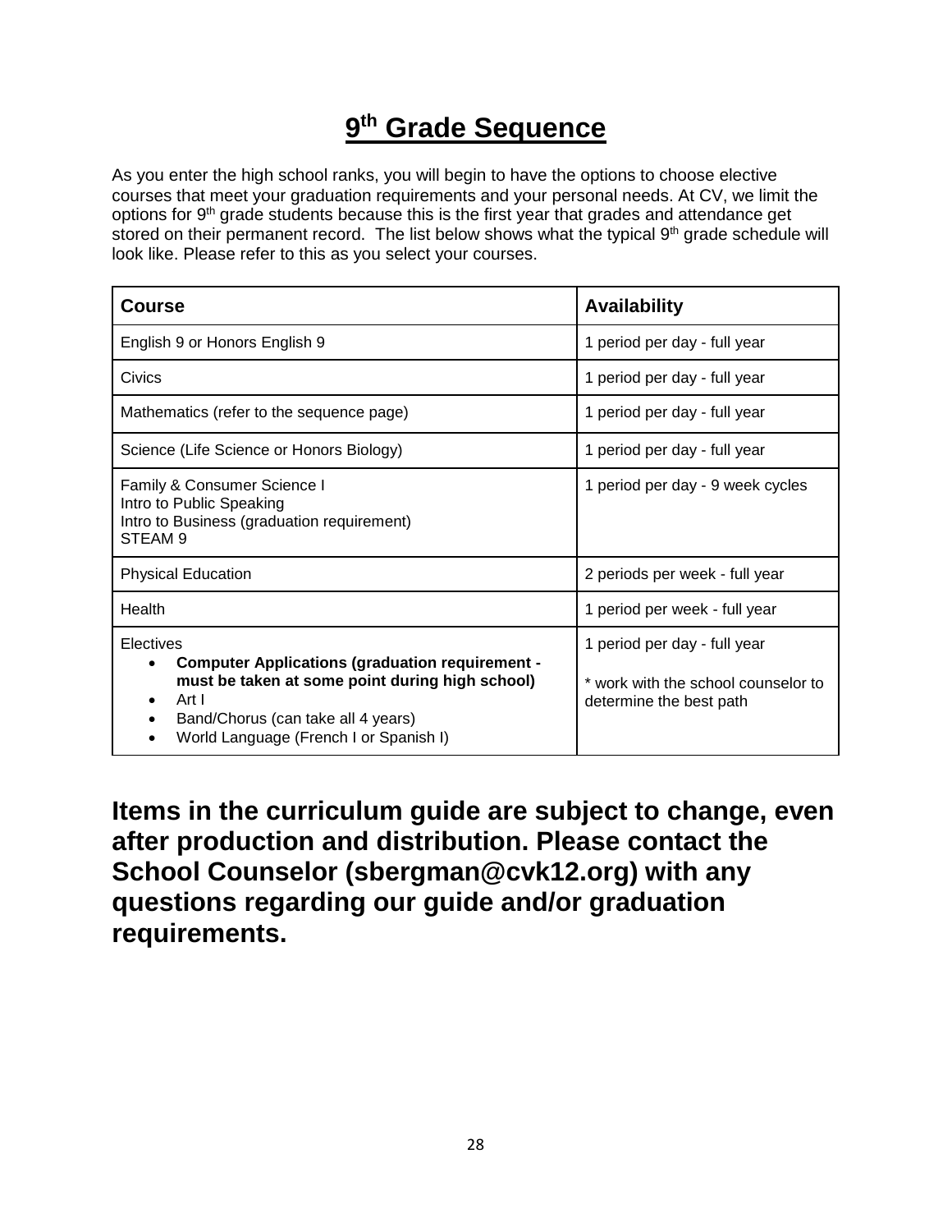# 9th Grade Sequence

As you enter the high school ranks, you will begin to have the options to choose elective courses that meet your graduation requirements and your personal needs. At CV, we limit the options for 9th grade students because this is the first year that grades and attendance get stored on their permanent record. The list below shows what the typical 9th grade schedule will look like. Please refer to this as you select your courses.

| Course | Availability |
|---|---|
| English 9 or Honors English 9 | 1 period per day - full year |
| Civics | 1 period per day - full year |
| Mathematics (refer to the sequence page) | 1 period per day - full year |
| Science (Life Science or Honors Biology) | 1 period per day - full year |
| Family & Consumer Science I<br>Intro to Public Speaking<br>Intro to Business (graduation requirement)<br>STEAM 9 | 1 period per day - 9 week cycles |
| Physical Education | 2 periods per week - full year |
| Health | 1 period per week - full year |
| Electives<br>• **Computer Applications (graduation requirement - must be taken at some point during high school)**<br>• Art I<br>• Band/Chorus (can take all 4 years)<br>• World Language (French I or Spanish I) | 1 period per day - full year<br><br>* work with the school counselor to determine the best path |

**Items in the curriculum guide are subject to change, even after production and distribution. Please contact the School Counselor (sbergman@cvk12.org) with any questions regarding our guide and/or graduation requirements.**